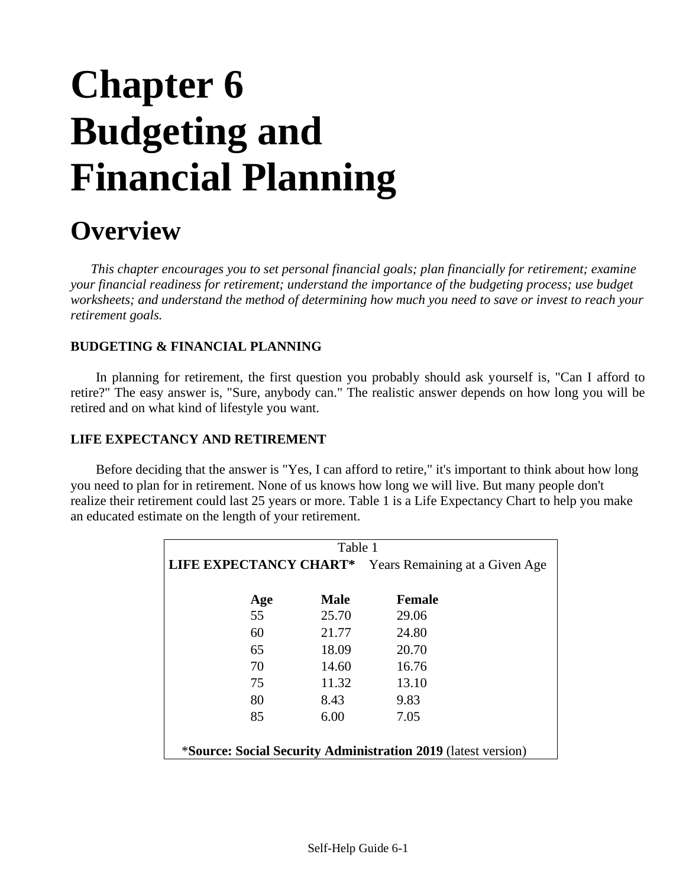# Chapter 6 Budgeting and Financial Planning

## Overview

*This chapter encourages you to set personal financial goals; plan financially for retirement; examine your financial readiness for retirement; understand the importance of the budgeting process; use budget worksheets; and understand the method of determining how much you need to save or invest to reach your retirement goals.*

### BUDGETING & FINANCIAL PLANNING

In planning for retirement, the first question you probably should ask yourself is, "Can I afford to retire?" The easy answer is, "Sure, anybody can." The realistic answer depends on how long you will be retired and on what kind of lifestyle you want.

### LIFE EXPECTANCY AND RETIREMENT

Before deciding that the answer is "Yes, I can afford to retire," it's important to think about how long you need to plan for in retirement. None of us knows how long we will live. But many people don't realize their retirement could last 25 years or more. Table 1 is a Life Expectancy Chart to help you make an educated estimate on the length of your retirement.

Table 1

**LIFE EXPECTANCY CHART*** Years Remaining at a Given Age

| Age | Male | Female |
|---|---|---|
| 55 | 25.70 | 29.06 |
| 60 | 21.77 | 24.80 |
| 65 | 18.09 | 20.70 |
| 70 | 14.60 | 16.76 |
| 75 | 11.32 | 13.10 |
| 80 | 8.43 | 9.83 |
| 85 | 6.00 | 7.05 |

*__Source: Social Security Administration 2019__ (latest version)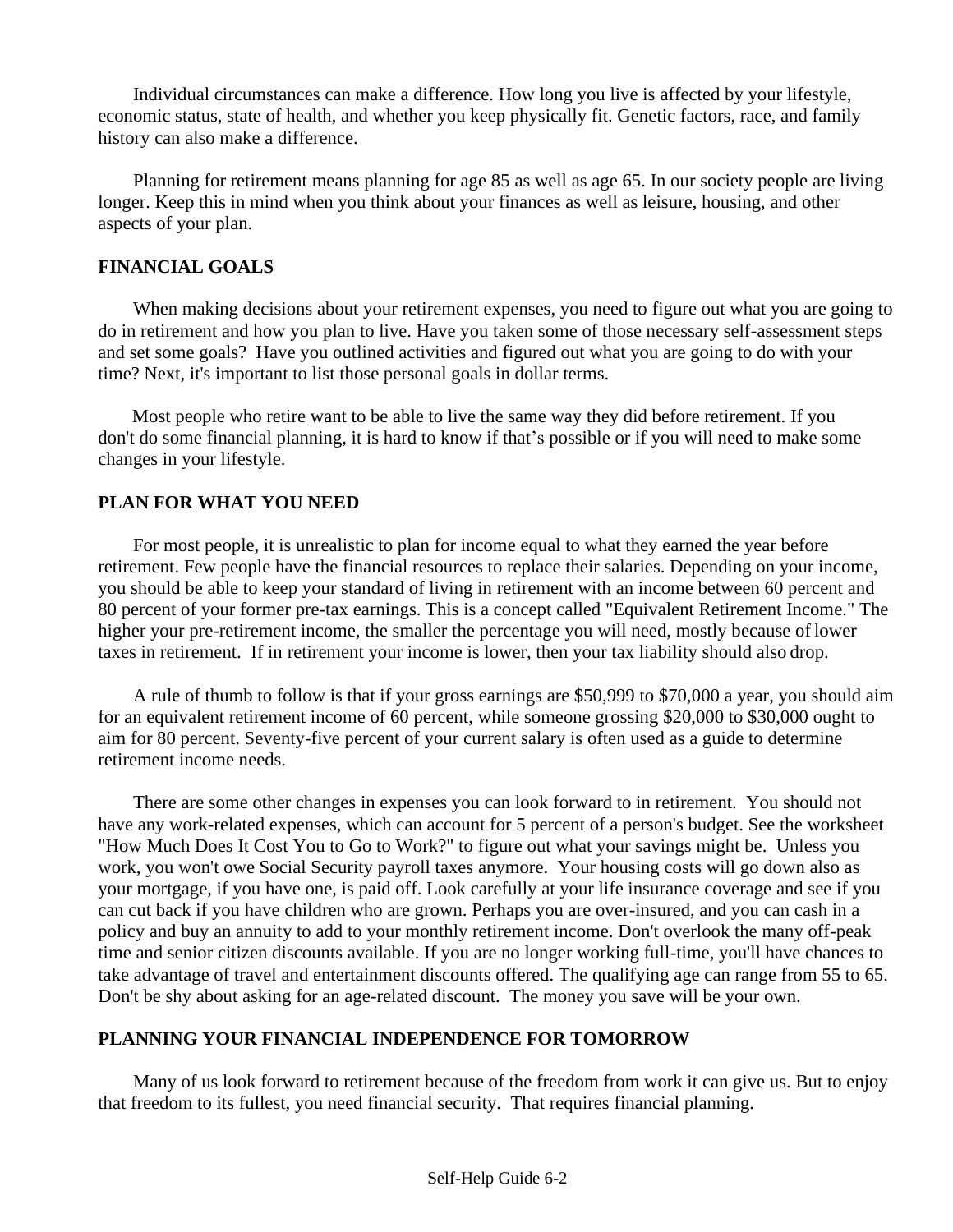Individual circumstances can make a difference. How long you live is affected by your lifestyle, economic status, state of health, and whether you keep physically fit. Genetic factors, race, and family history can also make a difference.

Planning for retirement means planning for age 85 as well as age 65. In our society people are living longer. Keep this in mind when you think about your finances as well as leisure, housing, and other aspects of your plan.

## FINANCIAL GOALS

When making decisions about your retirement expenses, you need to figure out what you are going to do in retirement and how you plan to live. Have you taken some of those necessary self-assessment steps and set some goals? Have you outlined activities and figured out what you are going to do with your time? Next, it's important to list those personal goals in dollar terms.

Most people who retire want to be able to live the same way they did before retirement. If you don't do some financial planning, it is hard to know if that's possible or if you will need to make some changes in your lifestyle.

## PLAN FOR WHAT YOU NEED

For most people, it is unrealistic to plan for income equal to what they earned the year before retirement. Few people have the financial resources to replace their salaries. Depending on your income, you should be able to keep your standard of living in retirement with an income between 60 percent and 80 percent of your former pre-tax earnings. This is a concept called "Equivalent Retirement Income." The higher your pre-retirement income, the smaller the percentage you will need, mostly because of lower taxes in retirement. If in retirement your income is lower, then your tax liability should also drop.

A rule of thumb to follow is that if your gross earnings are $50,999 to $70,000 a year, you should aim for an equivalent retirement income of 60 percent, while someone grossing $20,000 to $30,000 ought to aim for 80 percent. Seventy-five percent of your current salary is often used as a guide to determine retirement income needs.

There are some other changes in expenses you can look forward to in retirement. You should not have any work-related expenses, which can account for 5 percent of a person's budget. See the worksheet "How Much Does It Cost You to Go to Work?" to figure out what your savings might be. Unless you work, you won't owe Social Security payroll taxes anymore. Your housing costs will go down also as your mortgage, if you have one, is paid off. Look carefully at your life insurance coverage and see if you can cut back if you have children who are grown. Perhaps you are over-insured, and you can cash in a policy and buy an annuity to add to your monthly retirement income. Don't overlook the many off-peak time and senior citizen discounts available. If you are no longer working full-time, you'll have chances to take advantage of travel and entertainment discounts offered. The qualifying age can range from 55 to 65. Don't be shy about asking for an age-related discount. The money you save will be your own.

## PLANNING YOUR FINANCIAL INDEPENDENCE FOR TOMORROW

Many of us look forward to retirement because of the freedom from work it can give us. But to enjoy that freedom to its fullest, you need financial security. That requires financial planning.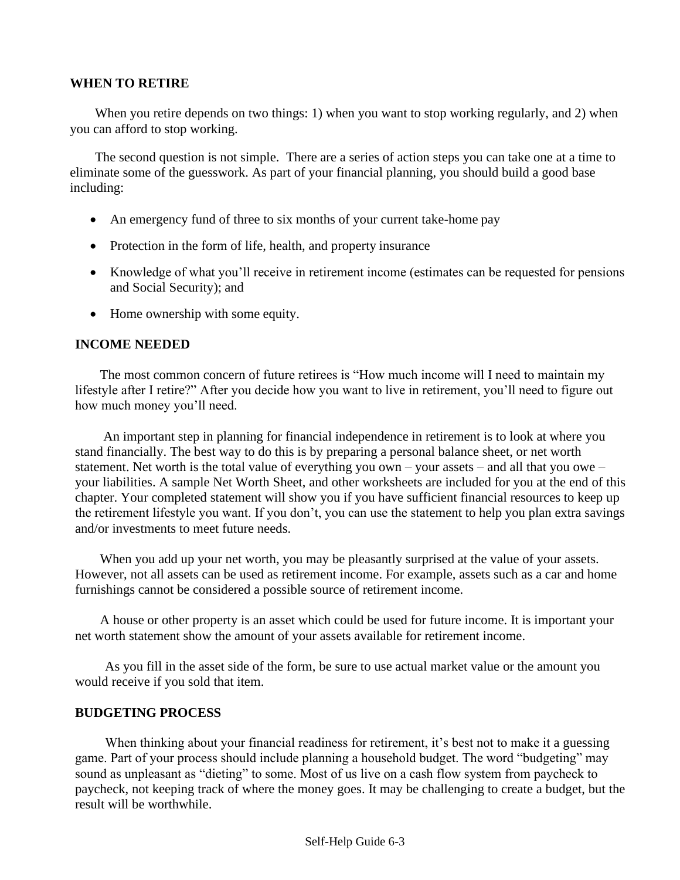## WHEN TO RETIRE

When you retire depends on two things: 1) when you want to stop working regularly, and 2) when you can afford to stop working.

The second question is not simple. There are a series of action steps you can take one at a time to eliminate some of the guesswork. As part of your financial planning, you should build a good base including:

- An emergency fund of three to six months of your current take-home pay
- Protection in the form of life, health, and property insurance
- Knowledge of what you'll receive in retirement income (estimates can be requested for pensions and Social Security); and
- Home ownership with some equity.

## INCOME NEEDED

The most common concern of future retirees is "How much income will I need to maintain my lifestyle after I retire?" After you decide how you want to live in retirement, you'll need to figure out how much money you'll need.

An important step in planning for financial independence in retirement is to look at where you stand financially. The best way to do this is by preparing a personal balance sheet, or net worth statement. Net worth is the total value of everything you own – your assets – and all that you owe – your liabilities. A sample Net Worth Sheet, and other worksheets are included for you at the end of this chapter. Your completed statement will show you if you have sufficient financial resources to keep up the retirement lifestyle you want. If you don't, you can use the statement to help you plan extra savings and/or investments to meet future needs.

When you add up your net worth, you may be pleasantly surprised at the value of your assets. However, not all assets can be used as retirement income. For example, assets such as a car and home furnishings cannot be considered a possible source of retirement income.

A house or other property is an asset which could be used for future income. It is important your net worth statement show the amount of your assets available for retirement income.

As you fill in the asset side of the form, be sure to use actual market value or the amount you would receive if you sold that item.

## BUDGETING PROCESS

When thinking about your financial readiness for retirement, it's best not to make it a guessing game. Part of your process should include planning a household budget. The word "budgeting" may sound as unpleasant as "dieting" to some. Most of us live on a cash flow system from paycheck to paycheck, not keeping track of where the money goes. It may be challenging to create a budget, but the result will be worthwhile.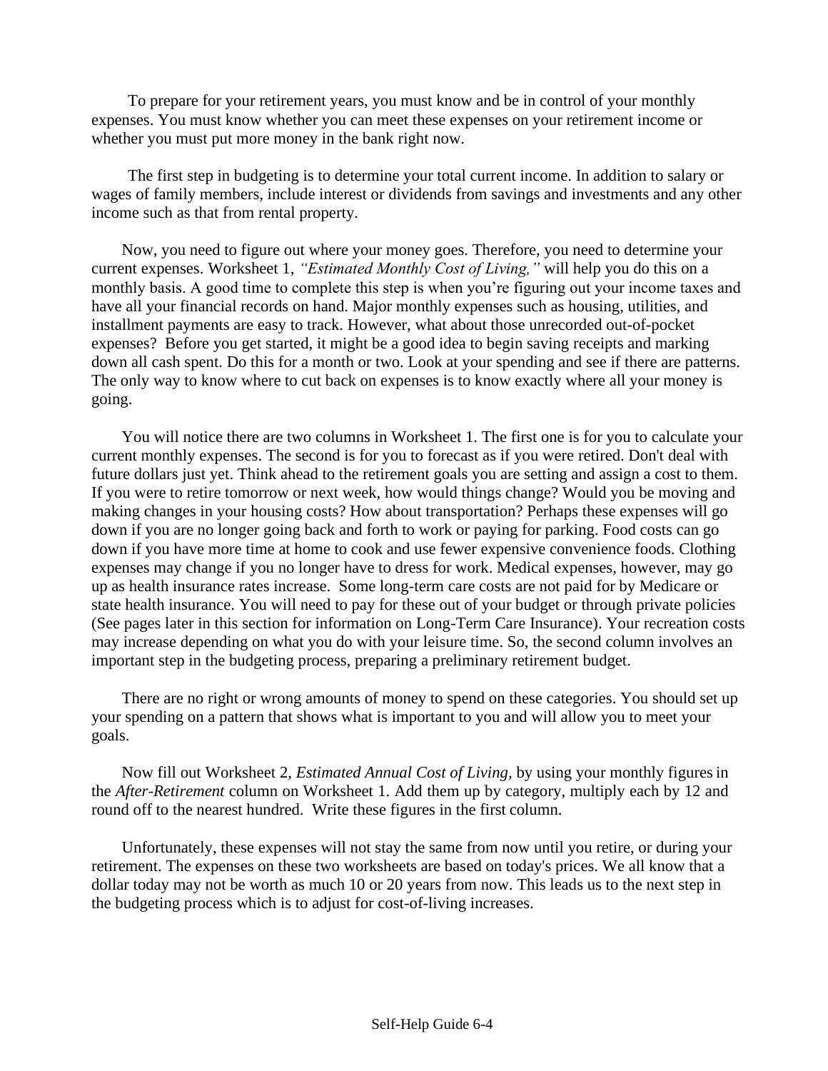To prepare for your retirement years, you must know and be in control of your monthly expenses. You must know whether you can meet these expenses on your retirement income or whether you must put more money in the bank right now.

The first step in budgeting is to determine your total current income. In addition to salary or wages of family members, include interest or dividends from savings and investments and any other income such as that from rental property.

Now, you need to figure out where your money goes. Therefore, you need to determine your current expenses. Worksheet 1, *"Estimated Monthly Cost of Living,"* will help you do this on a monthly basis. A good time to complete this step is when you're figuring out your income taxes and have all your financial records on hand. Major monthly expenses such as housing, utilities, and installment payments are easy to track. However, what about those unrecorded out-of-pocket expenses? Before you get started, it might be a good idea to begin saving receipts and marking down all cash spent. Do this for a month or two. Look at your spending and see if there are patterns. The only way to know where to cut back on expenses is to know exactly where all your money is going.

You will notice there are two columns in Worksheet 1. The first one is for you to calculate your current monthly expenses. The second is for you to forecast as if you were retired. Don't deal with future dollars just yet. Think ahead to the retirement goals you are setting and assign a cost to them. If you were to retire tomorrow or next week, how would things change? Would you be moving and making changes in your housing costs? How about transportation? Perhaps these expenses will go down if you are no longer going back and forth to work or paying for parking. Food costs can go down if you have more time at home to cook and use fewer expensive convenience foods. Clothing expenses may change if you no longer have to dress for work. Medical expenses, however, may go up as health insurance rates increase. Some long-term care costs are not paid for by Medicare or state health insurance. You will need to pay for these out of your budget or through private policies (See pages later in this section for information on Long-Term Care Insurance). Your recreation costs may increase depending on what you do with your leisure time. So, the second column involves an important step in the budgeting process, preparing a preliminary retirement budget.

There are no right or wrong amounts of money to spend on these categories. You should set up your spending on a pattern that shows what is important to you and will allow you to meet your goals.

Now fill out Worksheet 2, *Estimated Annual Cost of Living*, by using your monthly figures in the *After-Retirement* column on Worksheet 1. Add them up by category, multiply each by 12 and round off to the nearest hundred. Write these figures in the first column.

Unfortunately, these expenses will not stay the same from now until you retire, or during your retirement. The expenses on these two worksheets are based on today's prices. We all know that a dollar today may not be worth as much 10 or 20 years from now. This leads us to the next step in the budgeting process which is to adjust for cost-of-living increases.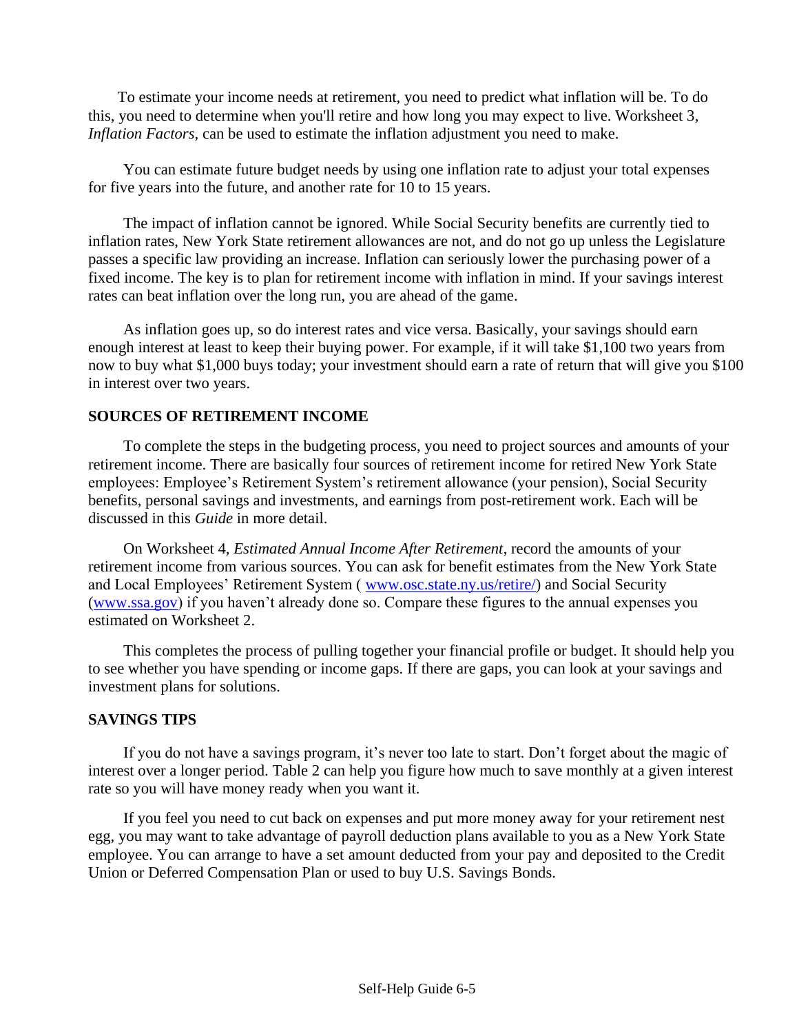To estimate your income needs at retirement, you need to predict what inflation will be. To do this, you need to determine when you'll retire and how long you may expect to live. Worksheet 3, *Inflation Factors*, can be used to estimate the inflation adjustment you need to make.

You can estimate future budget needs by using one inflation rate to adjust your total expenses for five years into the future, and another rate for 10 to 15 years.

The impact of inflation cannot be ignored. While Social Security benefits are currently tied to inflation rates, New York State retirement allowances are not, and do not go up unless the Legislature passes a specific law providing an increase. Inflation can seriously lower the purchasing power of a fixed income. The key is to plan for retirement income with inflation in mind. If your savings interest rates can beat inflation over the long run, you are ahead of the game.

As inflation goes up, so do interest rates and vice versa. Basically, your savings should earn enough interest at least to keep their buying power. For example, if it will take $1,100 two years from now to buy what $1,000 buys today; your investment should earn a rate of return that will give you $100 in interest over two years.

## SOURCES OF RETIREMENT INCOME

To complete the steps in the budgeting process, you need to project sources and amounts of your retirement income. There are basically four sources of retirement income for retired New York State employees: Employee's Retirement System's retirement allowance (your pension), Social Security benefits, personal savings and investments, and earnings from post-retirement work. Each will be discussed in this *Guide* in more detail.

On Worksheet 4, *Estimated Annual Income After Retirement*, record the amounts of your retirement income from various sources. You can ask for benefit estimates from the New York State and Local Employees' Retirement System ( [www.osc.state.ny.us/retire/](www.osc.state.ny.us/retire/)) and Social Security ([www.ssa.gov](www.ssa.gov)) if you haven't already done so. Compare these figures to the annual expenses you estimated on Worksheet 2.

This completes the process of pulling together your financial profile or budget. It should help you to see whether you have spending or income gaps. If there are gaps, you can look at your savings and investment plans for solutions.

## SAVINGS TIPS

If you do not have a savings program, it's never too late to start. Don't forget about the magic of interest over a longer period. Table 2 can help you figure how much to save monthly at a given interest rate so you will have money ready when you want it.

If you feel you need to cut back on expenses and put more money away for your retirement nest egg, you may want to take advantage of payroll deduction plans available to you as a New York State employee. You can arrange to have a set amount deducted from your pay and deposited to the Credit Union or Deferred Compensation Plan or used to buy U.S. Savings Bonds.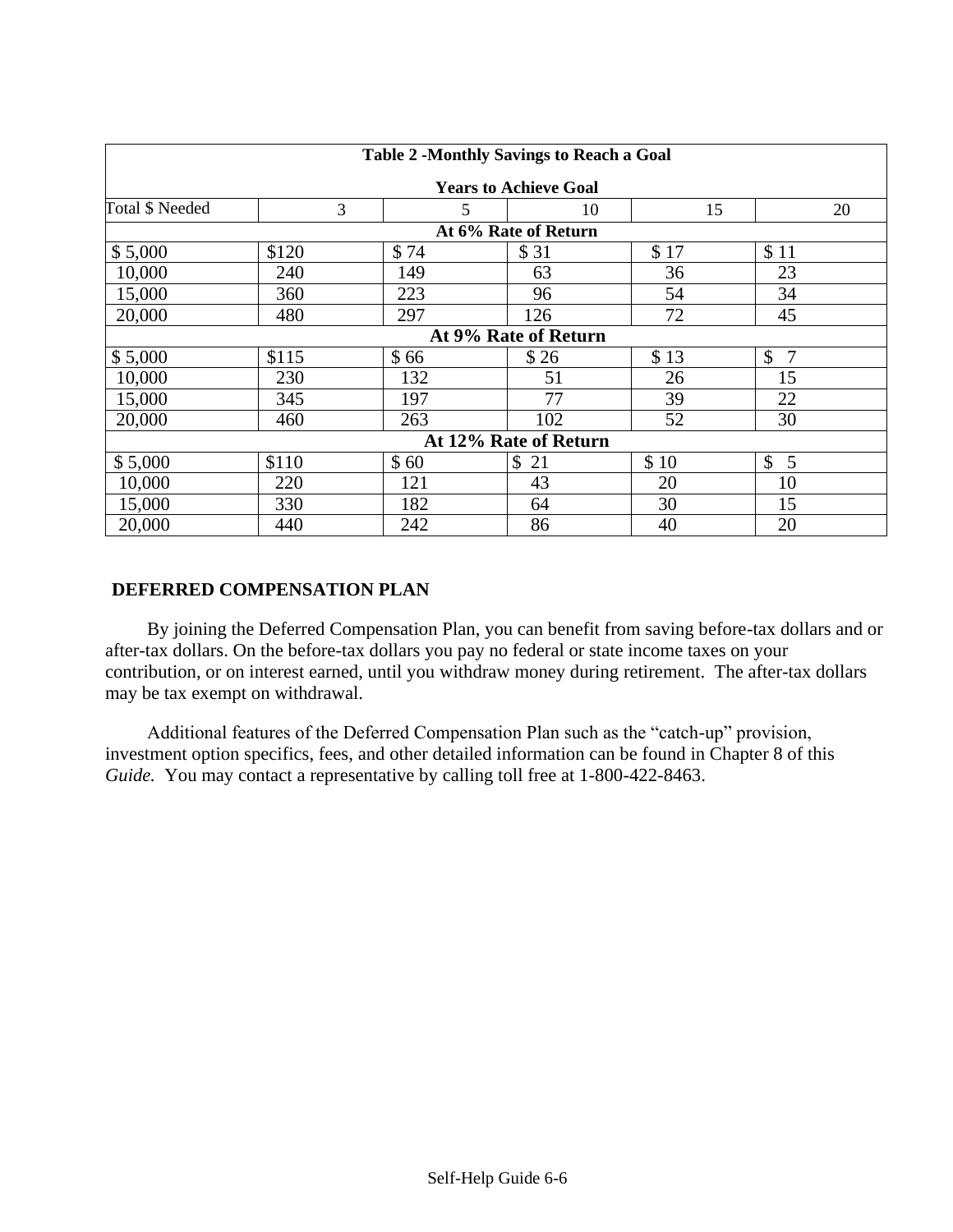| Table 2 -Monthly Savings to Reach a Goal | | | | | |
|---|---|---|---|---|---|
| | Years to Achieve Goal | | | | |
| Total $ Needed | 3 | 5 | 10 | 15 | 20 |
| **At 6% Rate of Return** | | | | | |
| $ 5,000 | $120 | $ 74 | $ 31 | $ 17 | $ 11 |
| 10,000 | 240 | 149 | 63 | 36 | 23 |
| 15,000 | 360 | 223 | 96 | 54 | 34 |
| 20,000 | 480 | 297 | 126 | 72 | 45 |
| **At 9% Rate of Return** | | | | | |
| $ 5,000 | $115 | $ 66 | $ 26 | $ 13 | $ 7 |
| 10,000 | 230 | 132 | 51 | 26 | 15 |
| 15,000 | 345 | 197 | 77 | 39 | 22 |
| 20,000 | 460 | 263 | 102 | 52 | 30 |
| **At 12% Rate of Return** | | | | | |
| $ 5,000 | $110 | $ 60 | $ 21 | $ 10 | $ 5 |
| 10,000 | 220 | 121 | 43 | 20 | 10 |
| 15,000 | 330 | 182 | 64 | 30 | 15 |
| 20,000 | 440 | 242 | 86 | 40 | 20 |

## DEFERRED COMPENSATION PLAN

By joining the Deferred Compensation Plan, you can benefit from saving before-tax dollars and or after-tax dollars. On the before-tax dollars you pay no federal or state income taxes on your contribution, or on interest earned, until you withdraw money during retirement. The after-tax dollars may be tax exempt on withdrawal.

Additional features of the Deferred Compensation Plan such as the "catch-up" provision, investment option specifics, fees, and other detailed information can be found in Chapter 8 of this *Guide.* You may contact a representative by calling toll free at 1-800-422-8463.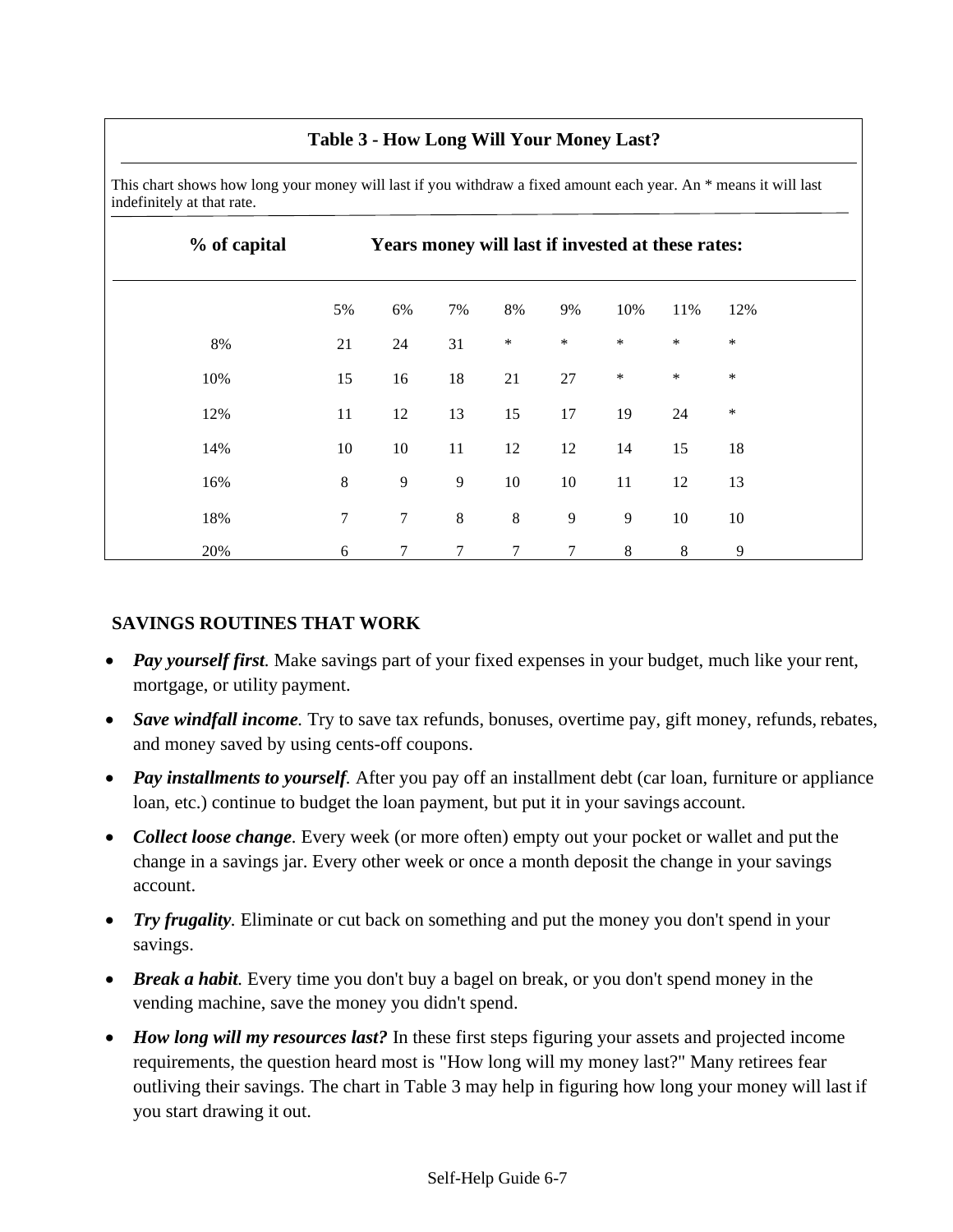### Table 3 - How Long Will Your Money Last?

This chart shows how long your money will last if you withdraw a fixed amount each year. An * means it will last indefinitely at that rate.

| % of capital | Years money will last if invested at these rates: | | | | | | | |
|---|---|---|---|---|---|---|---|---|
| | 5% | 6% | 7% | 8% | 9% | 10% | 11% | 12% |
| 8% | 21 | 24 | 31 | * | * | * | * | * |
| 10% | 15 | 16 | 18 | 21 | 27 | * | * | * |
| 12% | 11 | 12 | 13 | 15 | 17 | 19 | 24 | * |
| 14% | 10 | 10 | 11 | 12 | 12 | 14 | 15 | 18 |
| 16% | 8 | 9 | 9 | 10 | 10 | 11 | 12 | 13 |
| 18% | 7 | 7 | 8 | 8 | 9 | 9 | 10 | 10 |
| 20% | 6 | 7 | 7 | 7 | 7 | 8 | 8 | 9 |

## SAVINGS ROUTINES THAT WORK

- ***Pay yourself first.*** Make savings part of your fixed expenses in your budget, much like your rent, mortgage, or utility payment.
- ***Save windfall income.*** Try to save tax refunds, bonuses, overtime pay, gift money, refunds, rebates, and money saved by using cents-off coupons.
- ***Pay installments to yourself.*** After you pay off an installment debt (car loan, furniture or appliance loan, etc.) continue to budget the loan payment, but put it in your savings account.
- ***Collect loose change.*** Every week (or more often) empty out your pocket or wallet and put the change in a savings jar. Every other week or once a month deposit the change in your savings account.
- ***Try frugality.*** Eliminate or cut back on something and put the money you don't spend in your savings.
- ***Break a habit.*** Every time you don't buy a bagel on break, or you don't spend money in the vending machine, save the money you didn't spend.
- ***How long will my resources last?*** In these first steps figuring your assets and projected income requirements, the question heard most is "How long will my money last?" Many retirees fear outliving their savings. The chart in Table 3 may help in figuring how long your money will last if you start drawing it out.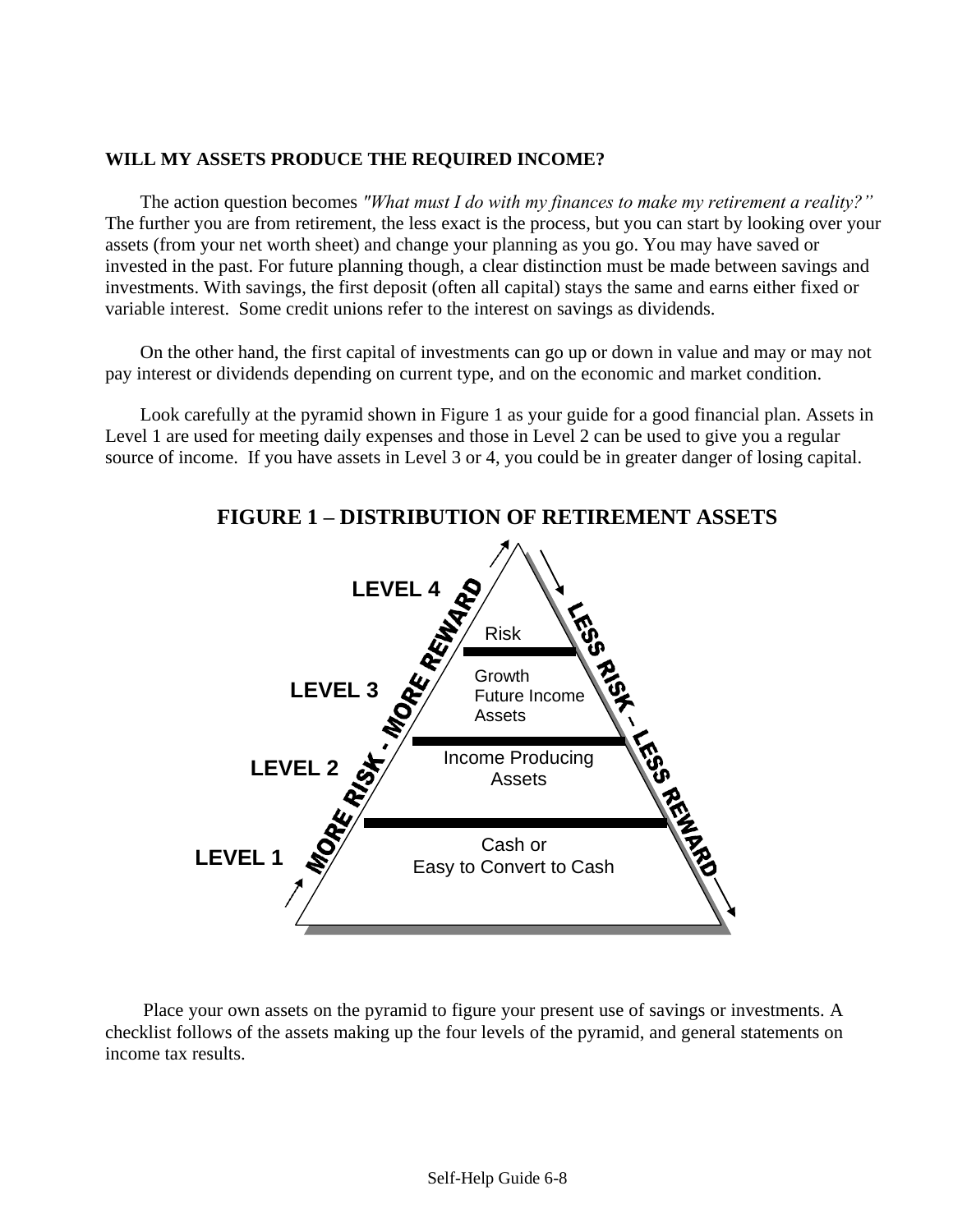## WILL MY ASSETS PRODUCE THE REQUIRED INCOME?

The action question becomes *"What must I do with my finances to make my retirement a reality?"* The further you are from retirement, the less exact is the process, but you can start by looking over your assets (from your net worth sheet) and change your planning as you go. You may have saved or invested in the past. For future planning though, a clear distinction must be made between savings and investments. With savings, the first deposit (often all capital) stays the same and earns either fixed or variable interest. Some credit unions refer to the interest on savings as dividends.

On the other hand, the first capital of investments can go up or down in value and may or may not pay interest or dividends depending on current type, and on the economic and market condition.

Look carefully at the pyramid shown in Figure 1 as your guide for a good financial plan. Assets in Level 1 are used for meeting daily expenses and those in Level 2 can be used to give you a regular source of income. If you have assets in Level 3 or 4, you could be in greater danger of losing capital.

**FIGURE 1 – DISTRIBUTION OF RETIREMENT ASSETS**

| Level | Assets |
|---|---|
| LEVEL 4 | Risk |
| LEVEL 3 | Growth Future Income Assets |
| LEVEL 2 | Income Producing Assets |
| LEVEL 1 | Cash or Easy to Convert to Cash |

MORE RISK - MORE REWARD (upward) / LESS RISK – LESS REWARD (downward)

Place your own assets on the pyramid to figure your present use of savings or investments. A checklist follows of the assets making up the four levels of the pyramid, and general statements on income tax results.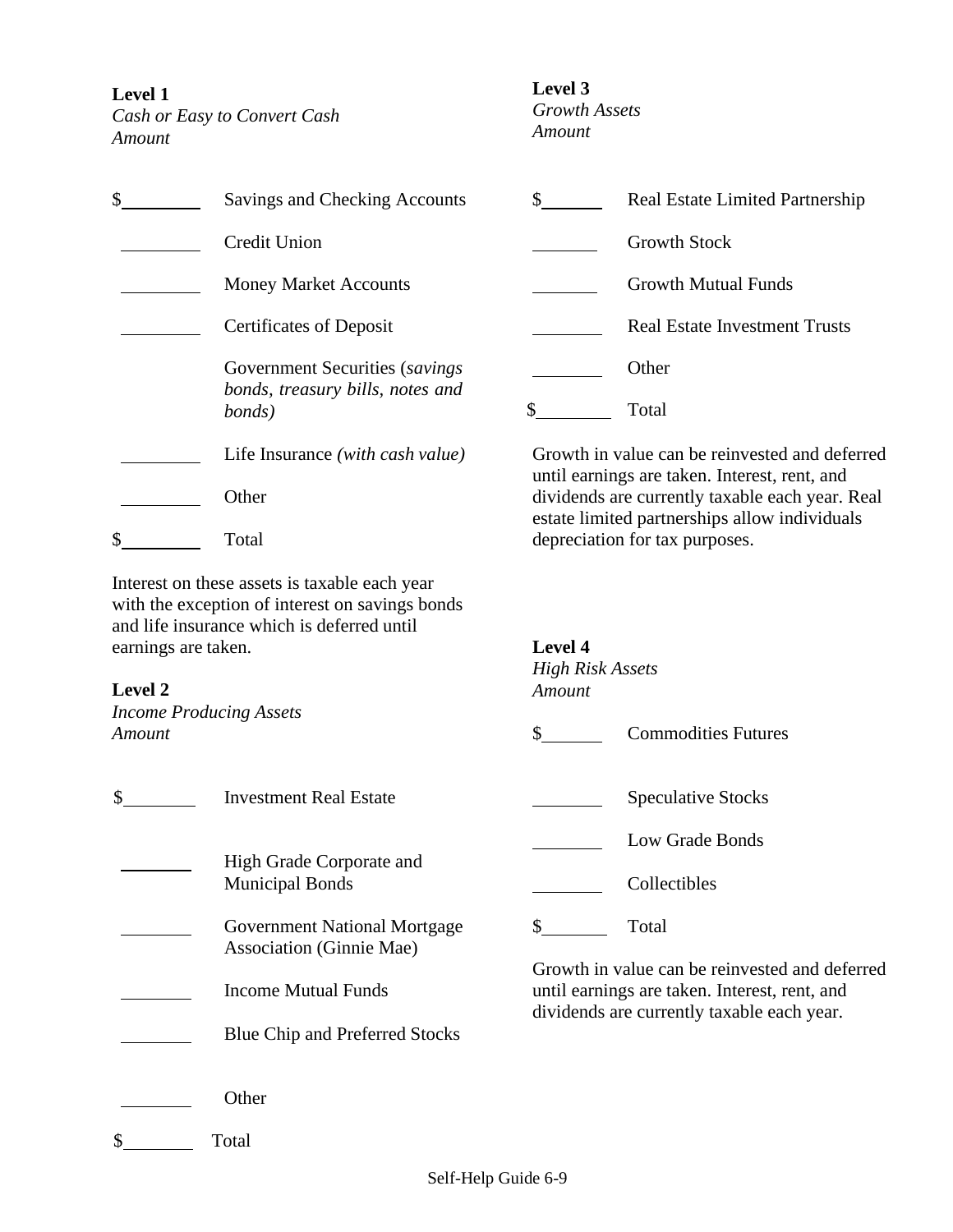**Level 1**
*Cash or Easy to Convert Cash*

| *Amount* | |
|---|---|
| $________ | Savings and Checking Accounts |
| ________ | Credit Union |
| ________ | Money Market Accounts |
| ________ | Certificates of Deposit |
| | Government Securities (*savings bonds, treasury bills, notes and bonds)* |
| ________ | Life Insurance *(with cash value)* |
| ________ | Other |
| $________ | Total |

Interest on these assets is taxable each year with the exception of interest on savings bonds and life insurance which is deferred until earnings are taken.

**Level 2**
*Income Producing Assets*

| *Amount* | |
|---|---|
| $________ | Investment Real Estate |
| ________ | High Grade Corporate and Municipal Bonds |
| ________ | Government National Mortgage Association (Ginnie Mae) |
| ________ | Income Mutual Funds |
| ________ | Blue Chip and Preferred Stocks |
| ________ | Other |
| $________ | Total |

**Level 3**
*Growth Assets*

| *Amount* | |
|---|---|
| $________ | Real Estate Limited Partnership |
| ________ | Growth Stock |
| ________ | Growth Mutual Funds |
| ________ | Real Estate Investment Trusts |
| ________ | Other |
| $________ | Total |

Growth in value can be reinvested and deferred until earnings are taken. Interest, rent, and dividends are currently taxable each year. Real estate limited partnerships allow individuals depreciation for tax purposes.

**Level 4**
*High Risk Assets*

| *Amount* | |
|---|---|
| $________ | Commodities Futures |
| ________ | Speculative Stocks |
| ________ | Low Grade Bonds |
| ________ | Collectibles |
| $________ | Total |

Growth in value can be reinvested and deferred until earnings are taken. Interest, rent, and dividends are currently taxable each year.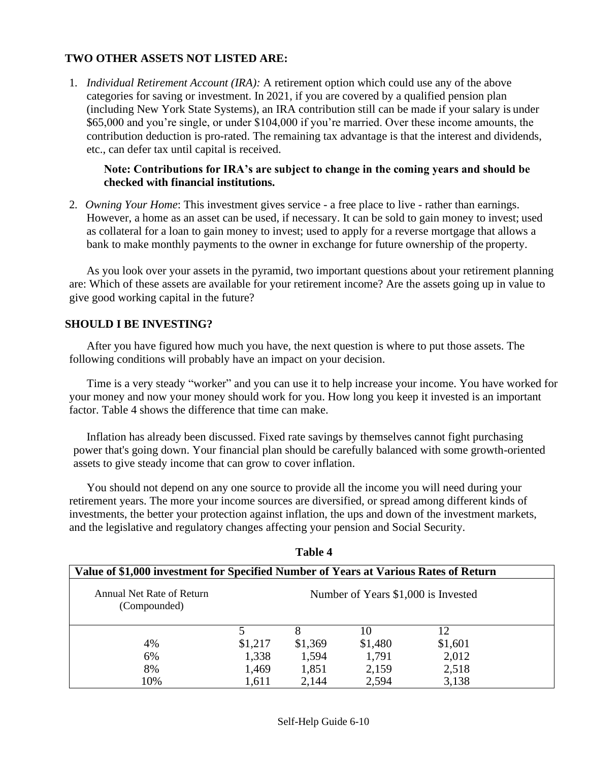## TWO OTHER ASSETS NOT LISTED ARE:

1. *Individual Retirement Account (IRA):* A retirement option which could use any of the above categories for saving or investment. In 2021, if you are covered by a qualified pension plan (including New York State Systems), an IRA contribution still can be made if your salary is under $65,000 and you're single, or under $104,000 if you're married. Over these income amounts, the contribution deduction is pro-rated. The remaining tax advantage is that the interest and dividends, etc., can defer tax until capital is received.

   **Note: Contributions for IRA's are subject to change in the coming years and should be checked with financial institutions.**

2. *Owning Your Home*: This investment gives service - a free place to live - rather than earnings. However, a home as an asset can be used, if necessary. It can be sold to gain money to invest; used as collateral for a loan to gain money to invest; used to apply for a reverse mortgage that allows a bank to make monthly payments to the owner in exchange for future ownership of the property.

As you look over your assets in the pyramid, two important questions about your retirement planning are: Which of these assets are available for your retirement income? Are the assets going up in value to give good working capital in the future?

## SHOULD I BE INVESTING?

After you have figured how much you have, the next question is where to put those assets. The following conditions will probably have an impact on your decision.

Time is a very steady "worker" and you can use it to help increase your income. You have worked for your money and now your money should work for you. How long you keep it invested is an important factor. Table 4 shows the difference that time can make.

Inflation has already been discussed. Fixed rate savings by themselves cannot fight purchasing power that's going down. Your financial plan should be carefully balanced with some growth-oriented assets to give steady income that can grow to cover inflation.

You should not depend on any one source to provide all the income you will need during your retirement years. The more your income sources are diversified, or spread among different kinds of investments, the better your protection against inflation, the ups and down of the investment markets, and the legislative and regulatory changes affecting your pension and Social Security.

**Table 4**

**Value of $1,000 investment for Specified Number of Years at Various Rates of Return**

| Annual Net Rate of Return (Compounded) | Number of Years $1,000 is Invested | | | |
|---|---|---|---|---|
| | 5 | 8 | 10 | 12 |
| 4% | $1,217 | $1,369 | $1,480 | $1,601 |
| 6% | 1,338 | 1,594 | 1,791 | 2,012 |
| 8% | 1,469 | 1,851 | 2,159 | 2,518 |
| 10% | 1,611 | 2,144 | 2,594 | 3,138 |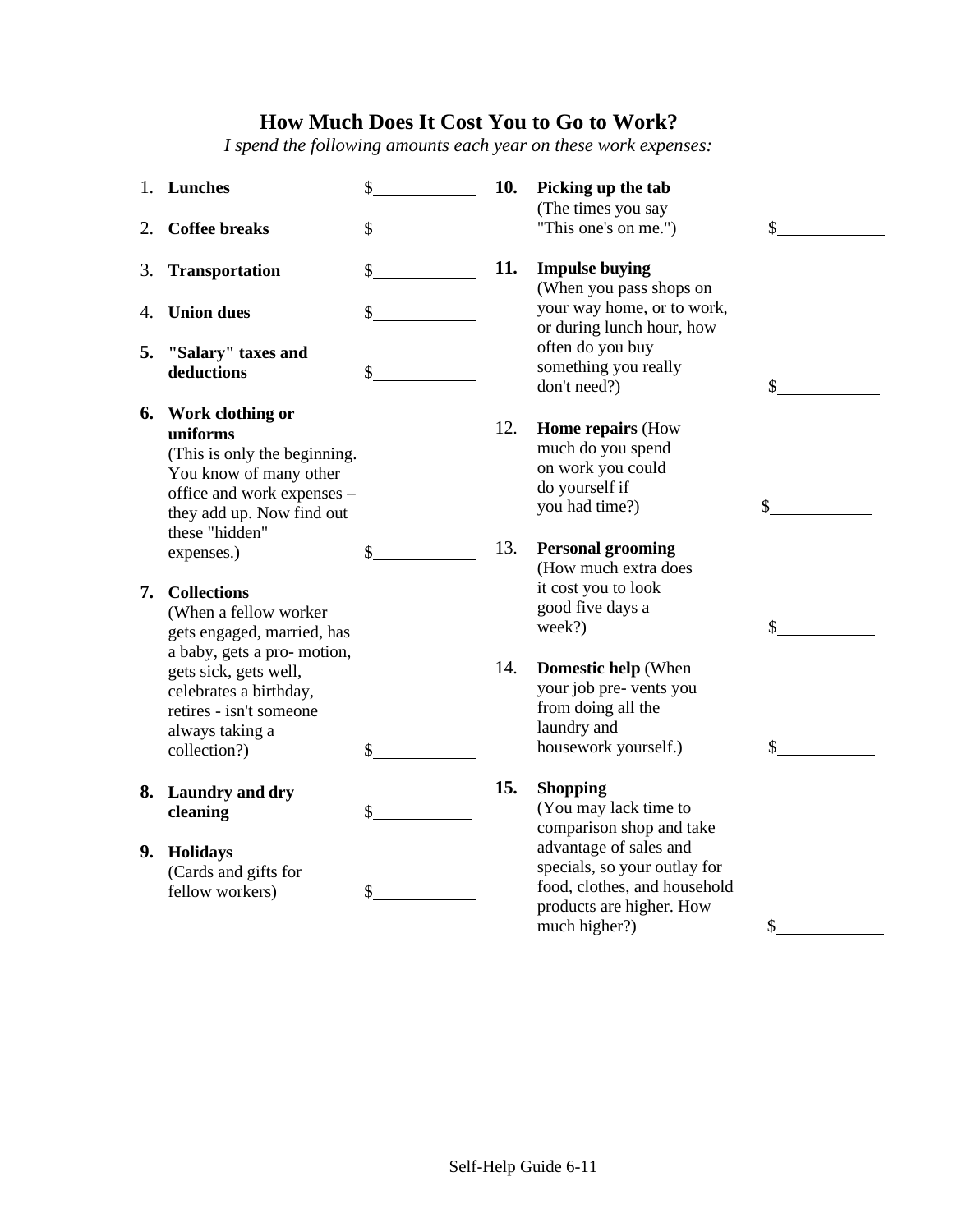## How Much Does It Cost You to Go to Work?

*I spend the following amounts each year on these work expenses:*

1. **Lunches** $\_\_\_\_\_\_\_\_\_\_

2. **Coffee breaks** $\_\_\_\_\_\_\_\_\_\_

3. **Transportation** $\_\_\_\_\_\_\_\_\_\_

4. **Union dues** $\_\_\_\_\_\_\_\_\_\_

5. **"Salary" taxes and deductions** $\_\_\_\_\_\_\_\_\_\_

6. **Work clothing or uniforms** (This is only the beginning. You know of many other office and work expenses – they add up. Now find out these "hidden" expenses.) $\_\_\_\_\_\_\_\_\_\_

7. **Collections** (When a fellow worker gets engaged, married, has a baby, gets a pro- motion, gets sick, gets well, celebrates a birthday, retires - isn't someone always taking a collection?) $\_\_\_\_\_\_\_\_\_\_

8. **Laundry and dry cleaning** $\_\_\_\_\_\_\_\_\_\_

9. **Holidays** (Cards and gifts for fellow workers) $\_\_\_\_\_\_\_\_\_\_

10. **Picking up the tab** (The times you say "This one's on me.") $\_\_\_\_\_\_\_\_\_\_

11. **Impulse buying** (When you pass shops on your way home, or to work, or during lunch hour, how often do you buy something you really don't need?) $\_\_\_\_\_\_\_\_\_\_

12. **Home repairs** (How much do you spend on work you could do yourself if you had time?) $\_\_\_\_\_\_\_\_\_\_

13. **Personal grooming** (How much extra does it cost you to look good five days a week?) $\_\_\_\_\_\_\_\_\_\_

14. **Domestic help** (When your job pre- vents you from doing all the laundry and housework yourself.) $\_\_\_\_\_\_\_\_\_\_

15. **Shopping** (You may lack time to comparison shop and take advantage of sales and specials, so your outlay for food, clothes, and household products are higher. How much higher?) $\_\_\_\_\_\_\_\_\_\_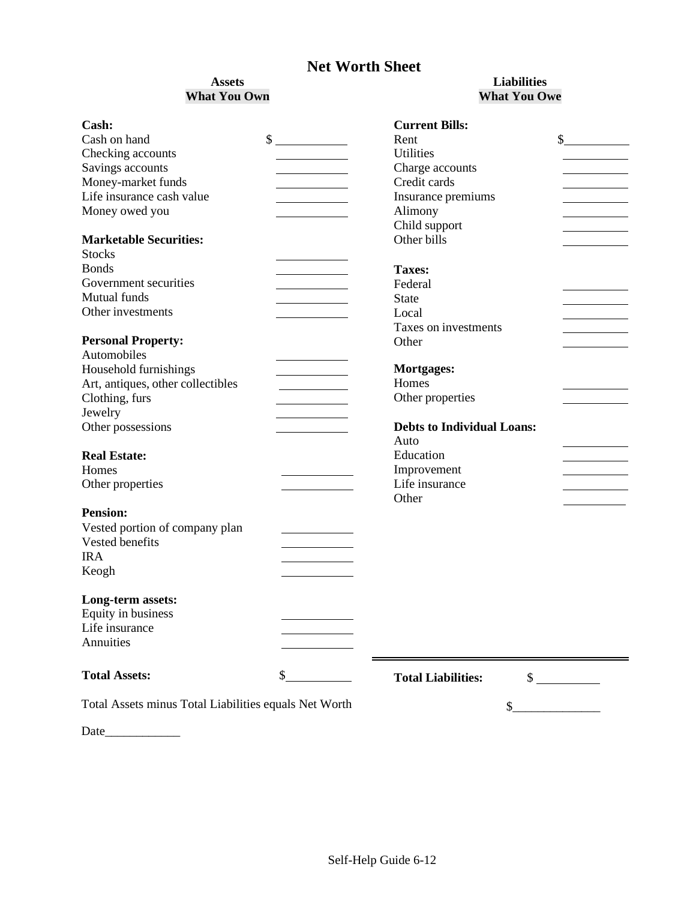# Net Worth Sheet

## Assets
**What You Own**

| **Cash:** | |
|---|---|
| Cash on hand | $ ______ |
| Checking accounts | ______ |
| Savings accounts | ______ |
| Money-market funds | ______ |
| Life insurance cash value | ______ |
| Money owed you | ______ |
| **Marketable Securities:** | |
| Stocks | ______ |
| Bonds | ______ |
| Government securities | ______ |
| Mutual funds | ______ |
| Other investments | ______ |
| **Personal Property:** | |
| Automobiles | ______ |
| Household furnishings | ______ |
| Art, antiques, other collectibles | ______ |
| Clothing, furs | ______ |
| Jewelry | ______ |
| Other possessions | ______ |
| **Real Estate:** | |
| Homes | ______ |
| Other properties | ______ |
| **Pension:** | |
| Vested portion of company plan | ______ |
| Vested benefits | ______ |
| IRA | ______ |
| Keogh | ______ |
| **Long-term assets:** | |
| Equity in business | ______ |
| Life insurance | ______ |
| Annuities | ______ |
| **Total Assets:** | $______ |

## Liabilities
**What You Owe**

| **Current Bills:** | |
|---|---|
| Rent | $______ |
| Utilities | ______ |
| Charge accounts | ______ |
| Credit cards | ______ |
| Insurance premiums | ______ |
| Alimony | ______ |
| Child support | ______ |
| Other bills | ______ |
| **Taxes:** | |
| Federal | ______ |
| State | ______ |
| Local | ______ |
| Taxes on investments | ______ |
| Other | ______ |
| **Mortgages:** | |
| Homes | ______ |
| Other properties | ______ |
| **Debts to Individual Loans:** | |
| Auto | ______ |
| Education | ______ |
| Improvement | ______ |
| Life insurance | ______ |
| Other | ______ |
| **Total Liabilities:** | $ ______ |

Total Assets minus Total Liabilities equals Net Worth $______________

Date____________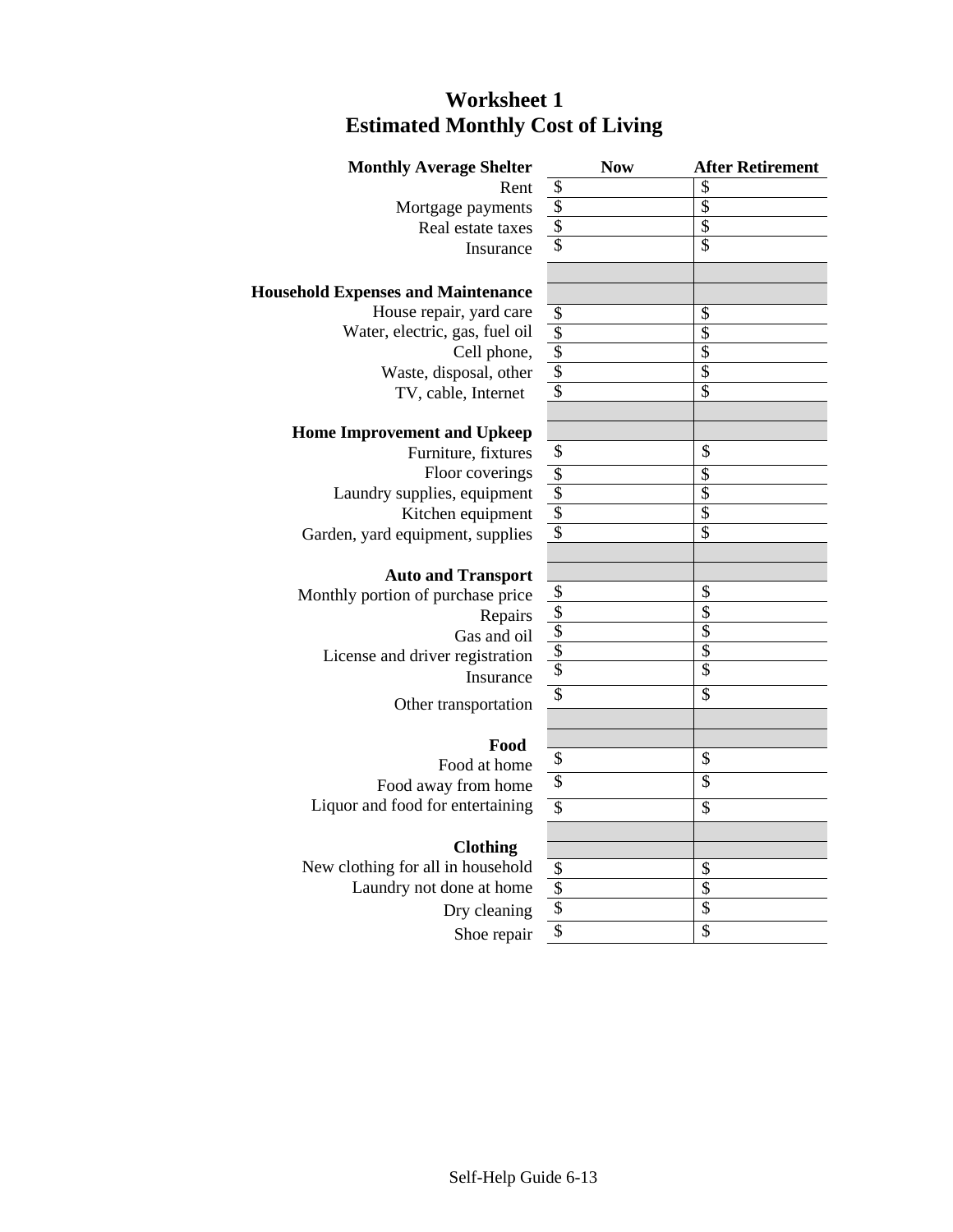# Worksheet 1
# Estimated Monthly Cost of Living

| Monthly Average Shelter | Now | After Retirement |
| --- | --- | --- |
| Rent | $ | $ |
| Mortgage payments | $ | $ |
| Real estate taxes | $ | $ |
| Insurance | $ | $ |
| | | |
| **Household Expenses and Maintenance** | | |
| House repair, yard care | $ | $ |
| Water, electric, gas, fuel oil | $ | $ |
| Cell phone, | $ | $ |
| Waste, disposal, other | $ | $ |
| TV, cable, Internet | $ | $ |
| | | |
| **Home Improvement and Upkeep** | | |
| Furniture, fixtures | $ | $ |
| Floor coverings | $ | $ |
| Laundry supplies, equipment | $ | $ |
| Kitchen equipment | $ | $ |
| Garden, yard equipment, supplies | $ | $ |
| | | |
| **Auto and Transport** | | |
| Monthly portion of purchase price | $ | $ |
| Repairs | $ | $ |
| Gas and oil | $ | $ |
| License and driver registration | $ | $ |
| Insurance | $ | $ |
| Other transportation | $ | $ |
| | | |
| **Food** | | |
| Food at home | $ | $ |
| Food away from home | $ | $ |
| Liquor and food for entertaining | $ | $ |
| | | |
| **Clothing** | | |
| New clothing for all in household | $ | $ |
| Laundry not done at home | $ | $ |
| Dry cleaning | $ | $ |
| Shoe repair | $ | $ |

Self-Help Guide 6-13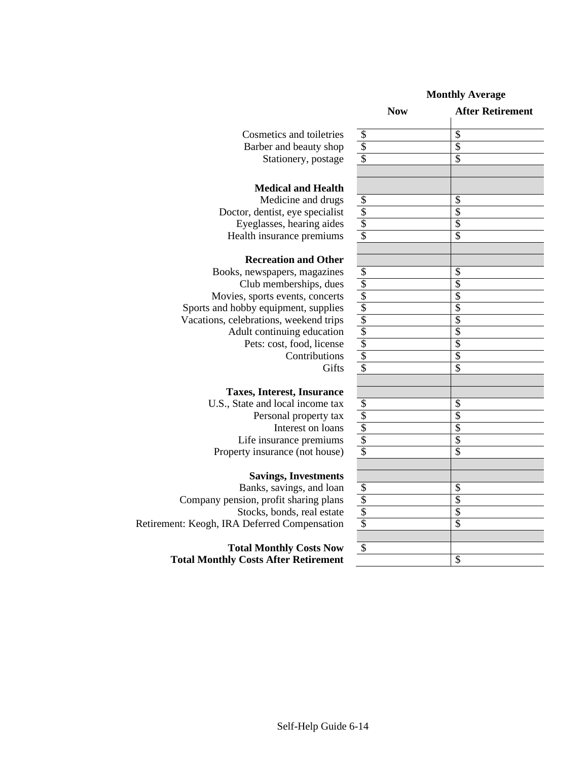| | Monthly Average | |
|---|---|---|
| | **Now** | **After Retirement** |
| Cosmetics and toiletries | $ | $ |
| Barber and beauty shop | $ | $ |
| Stationery, postage | $ | $ |
| | | |
| **Medical and Health** | | |
| Medicine and drugs | $ | $ |
| Doctor, dentist, eye specialist | $ | $ |
| Eyeglasses, hearing aides | $ | $ |
| Health insurance premiums | $ | $ |
| | | |
| **Recreation and Other** | | |
| Books, newspapers, magazines | $ | $ |
| Club memberships, dues | $ | $ |
| Movies, sports events, concerts | $ | $ |
| Sports and hobby equipment, supplies | $ | $ |
| Vacations, celebrations, weekend trips | $ | $ |
| Adult continuing education | $ | $ |
| Pets: cost, food, license | $ | $ |
| Contributions | $ | $ |
| Gifts | $ | $ |
| | | |
| **Taxes, Interest, Insurance** | | |
| U.S., State and local income tax | $ | $ |
| Personal property tax | $ | $ |
| Interest on loans | $ | $ |
| Life insurance premiums | $ | $ |
| Property insurance (not house) | $ | $ |
| | | |
| **Savings, Investments** | | |
| Banks, savings, and loan | $ | $ |
| Company pension, profit sharing plans | $ | $ |
| Stocks, bonds, real estate | $ | $ |
| Retirement: Keogh, IRA Deferred Compensation | $ | $ |
| | | |
| **Total Monthly Costs Now** | $ | |
| **Total Monthly Costs After Retirement** | | $ |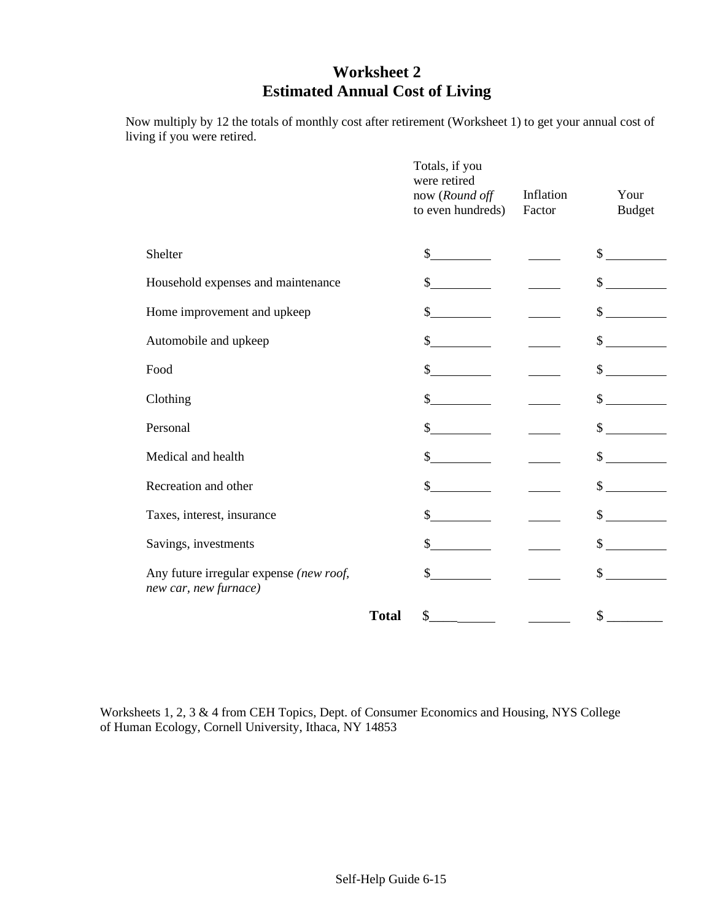# Worksheet 2
# Estimated Annual Cost of Living

Now multiply by 12 the totals of monthly cost after retirement (Worksheet 1) to get your annual cost of living if you were retired.

| | Totals, if you were retired now (*Round off* to even hundreds) | Inflation Factor | Your Budget |
|---|---|---|---|
| Shelter | $_________ | _____ | $ _________ |
| Household expenses and maintenance | $_________ | _____ | $ _________ |
| Home improvement and upkeep | $_________ | _____ | $ _________ |
| Automobile and upkeep | $_________ | _____ | $ _________ |
| Food | $_________ | _____ | $ _________ |
| Clothing | $_________ | _____ | $ _________ |
| Personal | $_________ | _____ | $ _________ |
| Medical and health | $_________ | _____ | $ _________ |
| Recreation and other | $_________ | _____ | $ _________ |
| Taxes, interest, insurance | $_________ | _____ | $ _________ |
| Savings, investments | $_________ | _____ | $ _________ |
| Any future irregular expense *(new roof, new car, new furnace)* | $_________ | _____ | $ _________ |
| **Total** | $__________ | ______ | $ ________ |

Worksheets 1, 2, 3 & 4 from CEH Topics, Dept. of Consumer Economics and Housing, NYS College of Human Ecology, Cornell University, Ithaca, NY 14853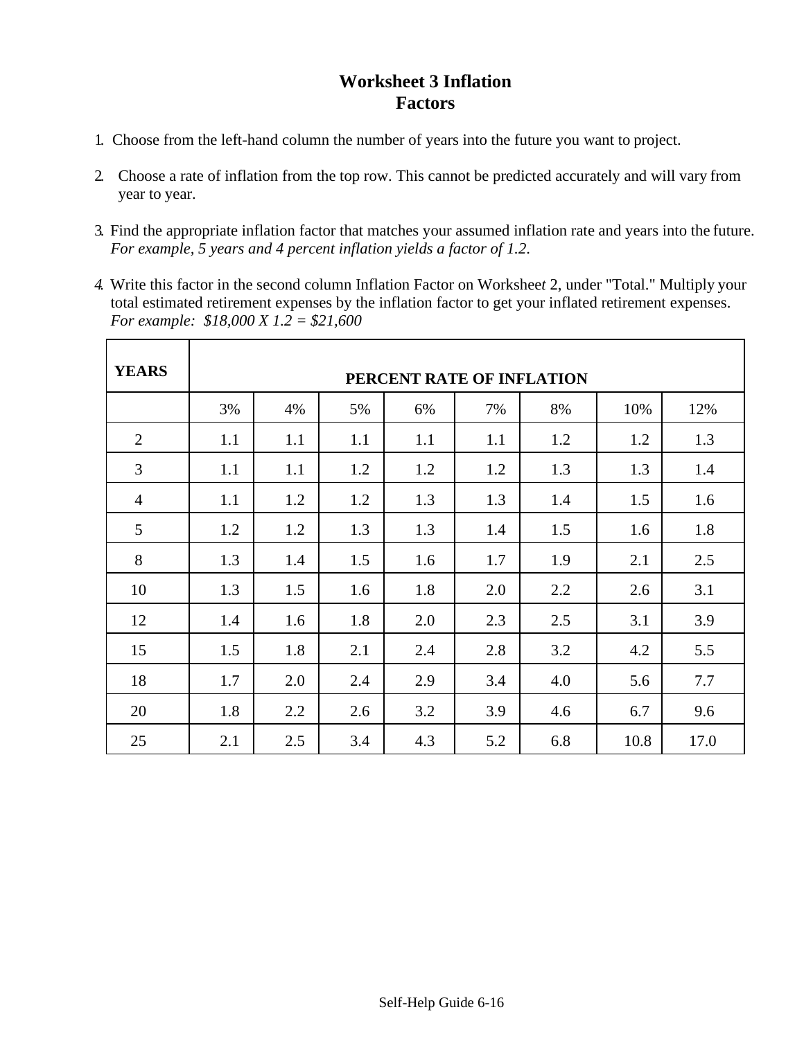# Worksheet 3 Inflation Factors

1. Choose from the left-hand column the number of years into the future you want to project.

2. Choose a rate of inflation from the top row. This cannot be predicted accurately and will vary from year to year.

3. Find the appropriate inflation factor that matches your assumed inflation rate and years into the future. *For example, 5 years and 4 percent inflation yields a factor of 1.2.*

4. Write this factor in the second column Inflation Factor on Worksheet 2, under "Total." Multiply your total estimated retirement expenses by the inflation factor to get your inflated retirement expenses. *For example: $18,000 X 1.2 = $21,600*

| **YEARS** | **PERCENT RATE OF INFLATION** | | | | | | | |
|---|---|---|---|---|---|---|---|---|
| | 3% | 4% | 5% | 6% | 7% | 8% | 10% | 12% |
| 2 | 1.1 | 1.1 | 1.1 | 1.1 | 1.1 | 1.2 | 1.2 | 1.3 |
| 3 | 1.1 | 1.1 | 1.2 | 1.2 | 1.2 | 1.3 | 1.3 | 1.4 |
| 4 | 1.1 | 1.2 | 1.2 | 1.3 | 1.3 | 1.4 | 1.5 | 1.6 |
| 5 | 1.2 | 1.2 | 1.3 | 1.3 | 1.4 | 1.5 | 1.6 | 1.8 |
| 8 | 1.3 | 1.4 | 1.5 | 1.6 | 1.7 | 1.9 | 2.1 | 2.5 |
| 10 | 1.3 | 1.5 | 1.6 | 1.8 | 2.0 | 2.2 | 2.6 | 3.1 |
| 12 | 1.4 | 1.6 | 1.8 | 2.0 | 2.3 | 2.5 | 3.1 | 3.9 |
| 15 | 1.5 | 1.8 | 2.1 | 2.4 | 2.8 | 3.2 | 4.2 | 5.5 |
| 18 | 1.7 | 2.0 | 2.4 | 2.9 | 3.4 | 4.0 | 5.6 | 7.7 |
| 20 | 1.8 | 2.2 | 2.6 | 3.2 | 3.9 | 4.6 | 6.7 | 9.6 |
| 25 | 2.1 | 2.5 | 3.4 | 4.3 | 5.2 | 6.8 | 10.8 | 17.0 |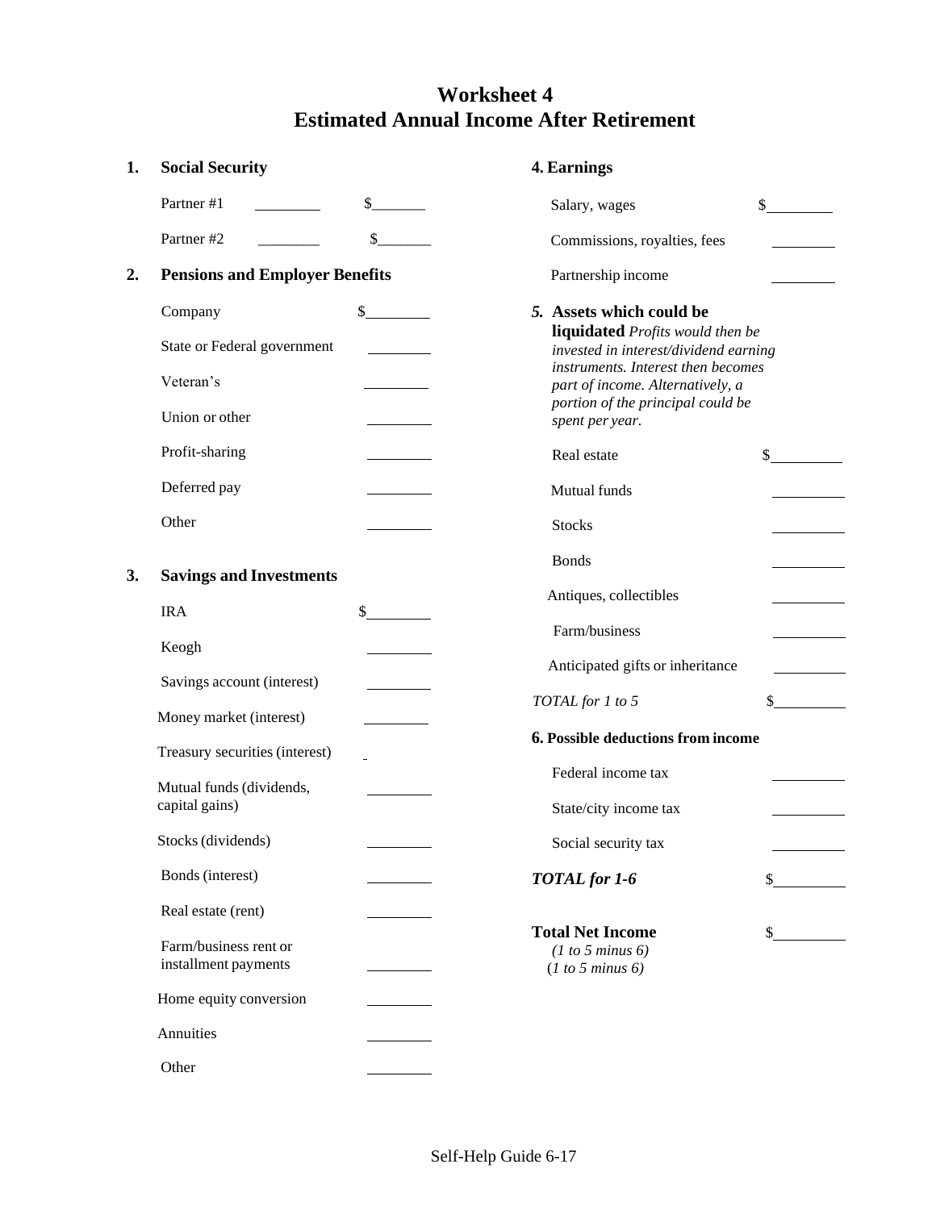# Worksheet 4
## Estimated Annual Income After Retirement

**1. Social Security**

| | |
|---|---|
| Partner #1 ________ | $_______ |
| Partner #2 ________ | $_______ |

**2. Pensions and Employer Benefits**

| | |
|---|---|
| Company | $________ |
| State or Federal government | ________ |
| Veteran's | ________ |
| Union or other | ________ |
| Profit-sharing | ________ |
| Deferred pay | ________ |
| Other | ________ |

**3. Savings and Investments**

| | |
|---|---|
| IRA | $________ |
| Keogh | ________ |
| Savings account (interest) | ________ |
| Money market (interest) | ________ |
| Treasury securities (interest) | _ |
| Mutual funds (dividends, capital gains) | ________ |
| Stocks (dividends) | ________ |
| Bonds (interest) | ________ |
| Real estate (rent) | ________ |
| Farm/business rent or installment payments | ________ |
| Home equity conversion | ________ |
| Annuities | ________ |
| Other | ________ |

**4. Earnings**

| | |
|---|---|
| Salary, wages | $________ |
| Commissions, royalties, fees | ________ |
| Partnership income | ________ |

***5.* Assets which could be liquidated** *Profits would then be invested in interest/dividend earning instruments. Interest then becomes part of income. Alternatively, a portion of the principal could be spent per year.*

| | |
|---|---|
| Real estate | $_________ |
| Mutual funds | _________ |
| Stocks | _________ |
| Bonds | _________ |
| Antiques, collectibles | _________ |
| Farm/business | _________ |
| Anticipated gifts or inheritance | _________ |
| *TOTAL for 1 to 5* | $_________ |

**6. Possible deductions from income**

| | |
|---|---|
| Federal income tax | _________ |
| State/city income tax | _________ |
| Social security tax | _________ |
| ***TOTAL for 1-6*** | $_________ |

| | |
|---|---|
| **Total Net Income** *(1 to 5 minus 6)* (*1 to 5 minus 6)* | $_________ |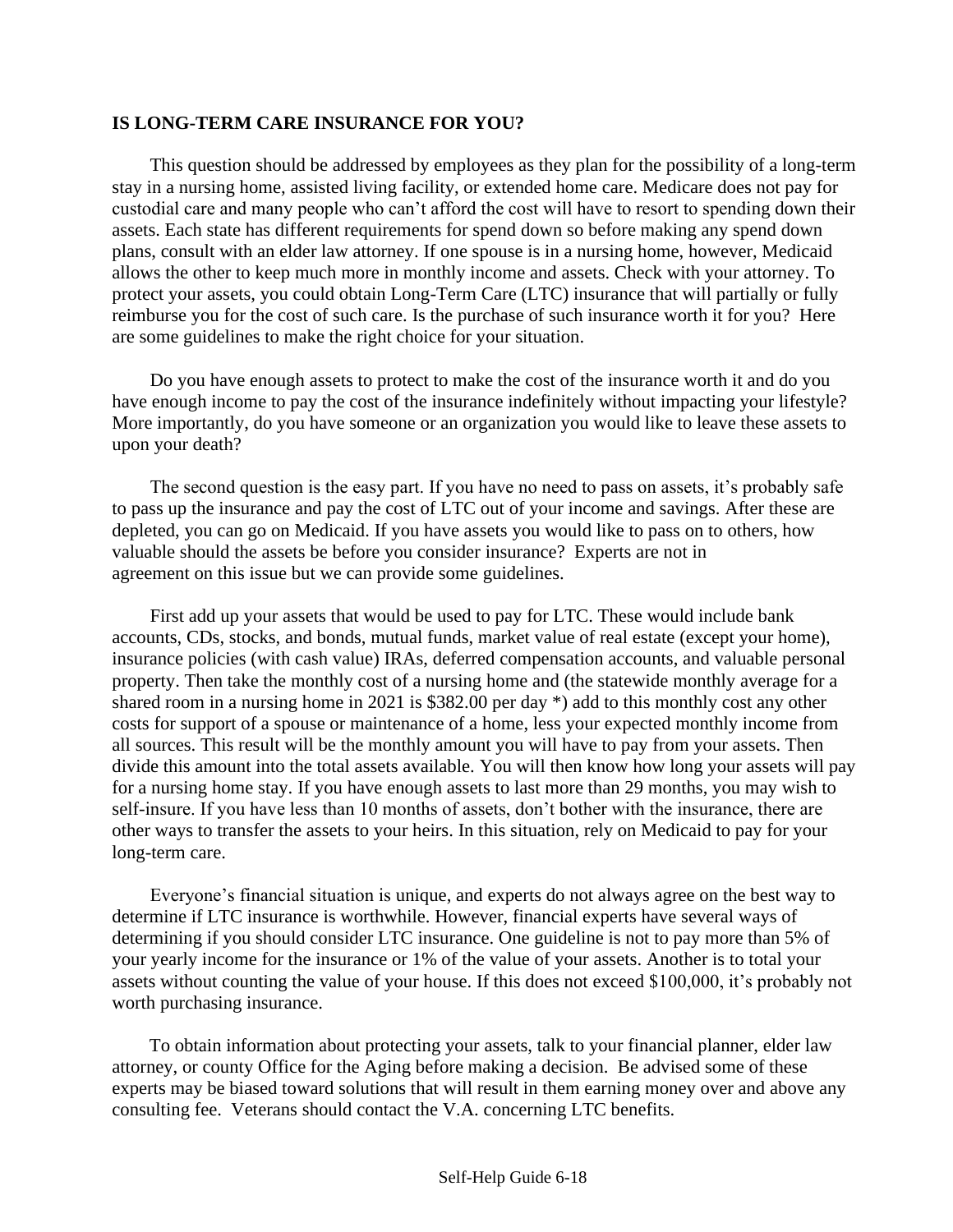**IS LONG-TERM CARE INSURANCE FOR YOU?**

This question should be addressed by employees as they plan for the possibility of a long-term stay in a nursing home, assisted living facility, or extended home care. Medicare does not pay for custodial care and many people who can't afford the cost will have to resort to spending down their assets. Each state has different requirements for spend down so before making any spend down plans, consult with an elder law attorney. If one spouse is in a nursing home, however, Medicaid allows the other to keep much more in monthly income and assets. Check with your attorney. To protect your assets, you could obtain Long-Term Care (LTC) insurance that will partially or fully reimburse you for the cost of such care. Is the purchase of such insurance worth it for you? Here are some guidelines to make the right choice for your situation.

Do you have enough assets to protect to make the cost of the insurance worth it and do you have enough income to pay the cost of the insurance indefinitely without impacting your lifestyle? More importantly, do you have someone or an organization you would like to leave these assets to upon your death?

The second question is the easy part. If you have no need to pass on assets, it's probably safe to pass up the insurance and pay the cost of LTC out of your income and savings. After these are depleted, you can go on Medicaid. If you have assets you would like to pass on to others, how valuable should the assets be before you consider insurance? Experts are not in agreement on this issue but we can provide some guidelines.

First add up your assets that would be used to pay for LTC. These would include bank accounts, CDs, stocks, and bonds, mutual funds, market value of real estate (except your home), insurance policies (with cash value) IRAs, deferred compensation accounts, and valuable personal property. Then take the monthly cost of a nursing home and (the statewide monthly average for a shared room in a nursing home in 2021 is $382.00 per day *) add to this monthly cost any other costs for support of a spouse or maintenance of a home, less your expected monthly income from all sources. This result will be the monthly amount you will have to pay from your assets. Then divide this amount into the total assets available. You will then know how long your assets will pay for a nursing home stay. If you have enough assets to last more than 29 months, you may wish to self-insure. If you have less than 10 months of assets, don't bother with the insurance, there are other ways to transfer the assets to your heirs. In this situation, rely on Medicaid to pay for your long-term care.

Everyone's financial situation is unique, and experts do not always agree on the best way to determine if LTC insurance is worthwhile. However, financial experts have several ways of determining if you should consider LTC insurance. One guideline is not to pay more than 5% of your yearly income for the insurance or 1% of the value of your assets. Another is to total your assets without counting the value of your house. If this does not exceed $100,000, it's probably not worth purchasing insurance.

To obtain information about protecting your assets, talk to your financial planner, elder law attorney, or county Office for the Aging before making a decision. Be advised some of these experts may be biased toward solutions that will result in them earning money over and above any consulting fee. Veterans should contact the V.A. concerning LTC benefits.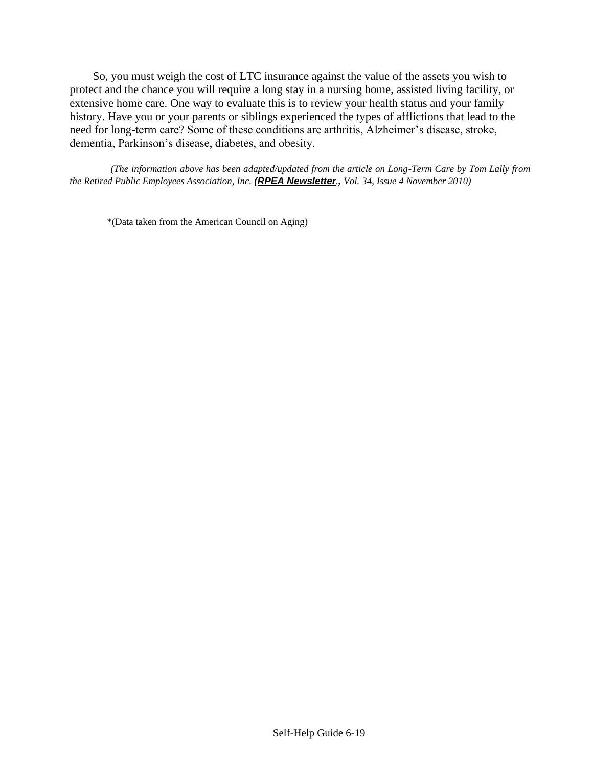So, you must weigh the cost of LTC insurance against the value of the assets you wish to protect and the chance you will require a long stay in a nursing home, assisted living facility, or extensive home care. One way to evaluate this is to review your health status and your family history. Have you or your parents or siblings experienced the types of afflictions that lead to the need for long-term care? Some of these conditions are arthritis, Alzheimer's disease, stroke, dementia, Parkinson's disease, diabetes, and obesity.

*(The information above has been adapted/updated from the article on Long-Term Care by Tom Lally from the Retired Public Employees Association, Inc.* ***(RPEA Newsletter.,*** *Vol. 34, Issue 4 November 2010)*

*(Data taken from the American Council on Aging)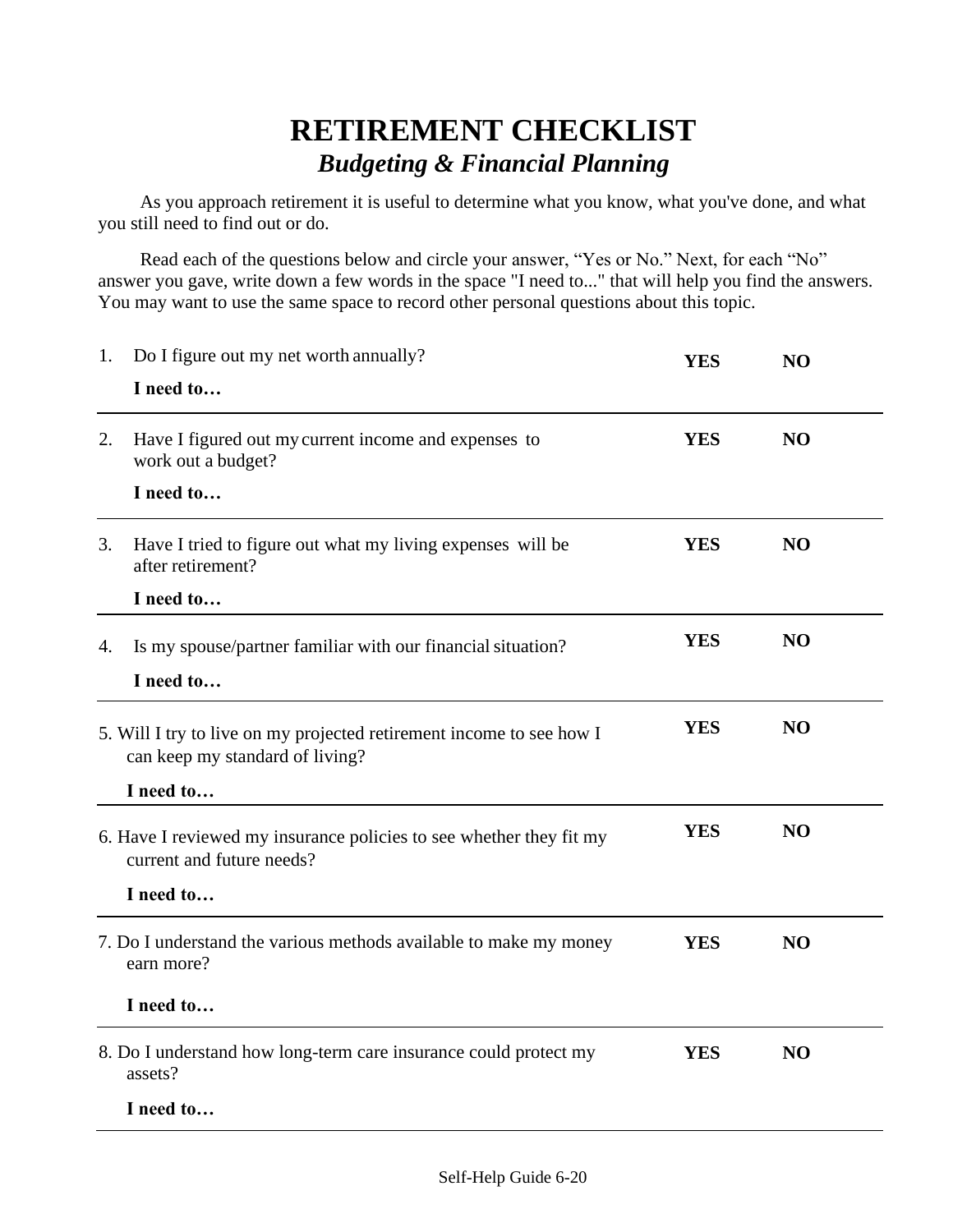# RETIREMENT CHECKLIST

## *Budgeting & Financial Planning*

As you approach retirement it is useful to determine what you know, what you've done, and what you still need to find out or do.

Read each of the questions below and circle your answer, "Yes or No." Next, for each "No" answer you gave, write down a few words in the space "I need to..." that will help you find the answers. You may want to use the same space to record other personal questions about this topic.

1. Do I figure out my net worth annually? **YES** **NO**

   **I need to…**

---

2. Have I figured out my current income and expenses to work out a budget? **YES** **NO**

   **I need to…**

---

3. Have I tried to figure out what my living expenses will be after retirement? **YES** **NO**

   **I need to…**

---

4. Is my spouse/partner familiar with our financial situation? **YES** **NO**

   **I need to…**

---

5. Will I try to live on my projected retirement income to see how I can keep my standard of living? **YES** **NO**

   **I need to…**

---

6. Have I reviewed my insurance policies to see whether they fit my current and future needs? **YES** **NO**

   **I need to…**

---

7. Do I understand the various methods available to make my money earn more? **YES** **NO**

   **I need to…**

---

8. Do I understand how long-term care insurance could protect my assets? **YES** **NO**

   **I need to…**

---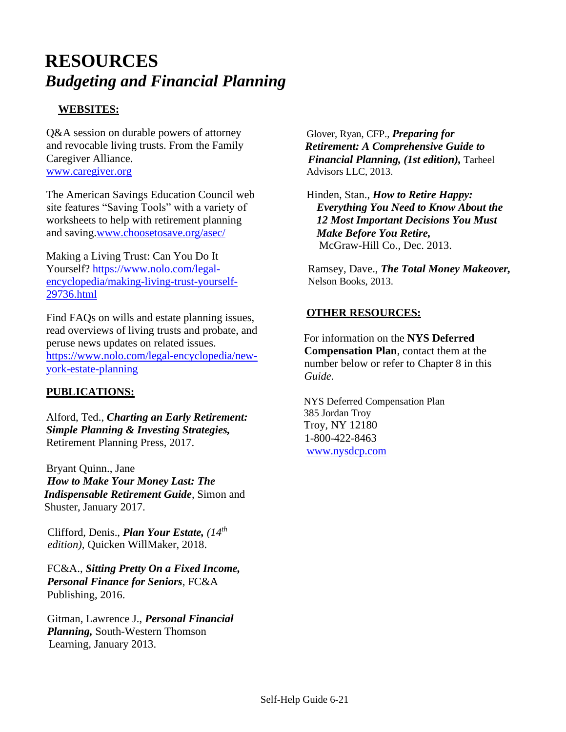# RESOURCES

## *Budgeting and Financial Planning*

### WEBSITES:

Q&A session on durable powers of attorney and revocable living trusts. From the Family Caregiver Alliance.
www.caregiver.org

The American Savings Education Council web site features "Saving Tools" with a variety of worksheets to help with retirement planning and saving.www.choosetosave.org/asec/

Making a Living Trust: Can You Do It Yourself? https://www.nolo.com/legal-encyclopedia/making-living-trust-yourself-29736.html

Find FAQs on wills and estate planning issues, read overviews of living trusts and probate, and peruse news updates on related issues.
https://www.nolo.com/legal-encyclopedia/new-york-estate-planning

### PUBLICATIONS:

Alford, Ted., ***Charting an Early Retirement: Simple Planning & Investing Strategies,*** Retirement Planning Press, 2017.

Bryant Quinn., Jane ***How to Make Your Money Last: The Indispensable Retirement Guide***, Simon and Shuster, January 2017.

Clifford, Denis., ***Plan Your Estate,*** *(14th edition),* Quicken WillMaker, 2018.

FC&A., ***Sitting Pretty On a Fixed Income, Personal Finance for Seniors***, FC&A Publishing, 2016.

Gitman, Lawrence J., ***Personal Financial Planning,*** South-Western Thomson Learning, January 2013.

Glover, Ryan, CFP., ***Preparing for Retirement: A Comprehensive Guide to Financial Planning, (1st edition),*** Tarheel Advisors LLC, 2013.

Hinden, Stan., ***How to Retire Happy: Everything You Need to Know About the 12 Most Important Decisions You Must Make Before You Retire,*** McGraw-Hill Co., Dec. 2013.

Ramsey, Dave., ***The Total Money Makeover,*** Nelson Books, 2013.

### OTHER RESOURCES:

For information on the **NYS Deferred Compensation Plan**, contact them at the number below or refer to Chapter 8 in this *Guide*.

NYS Deferred Compensation Plan
385 Jordan Troy
Troy, NY 12180
1-800-422-8463
www.nysdcp.com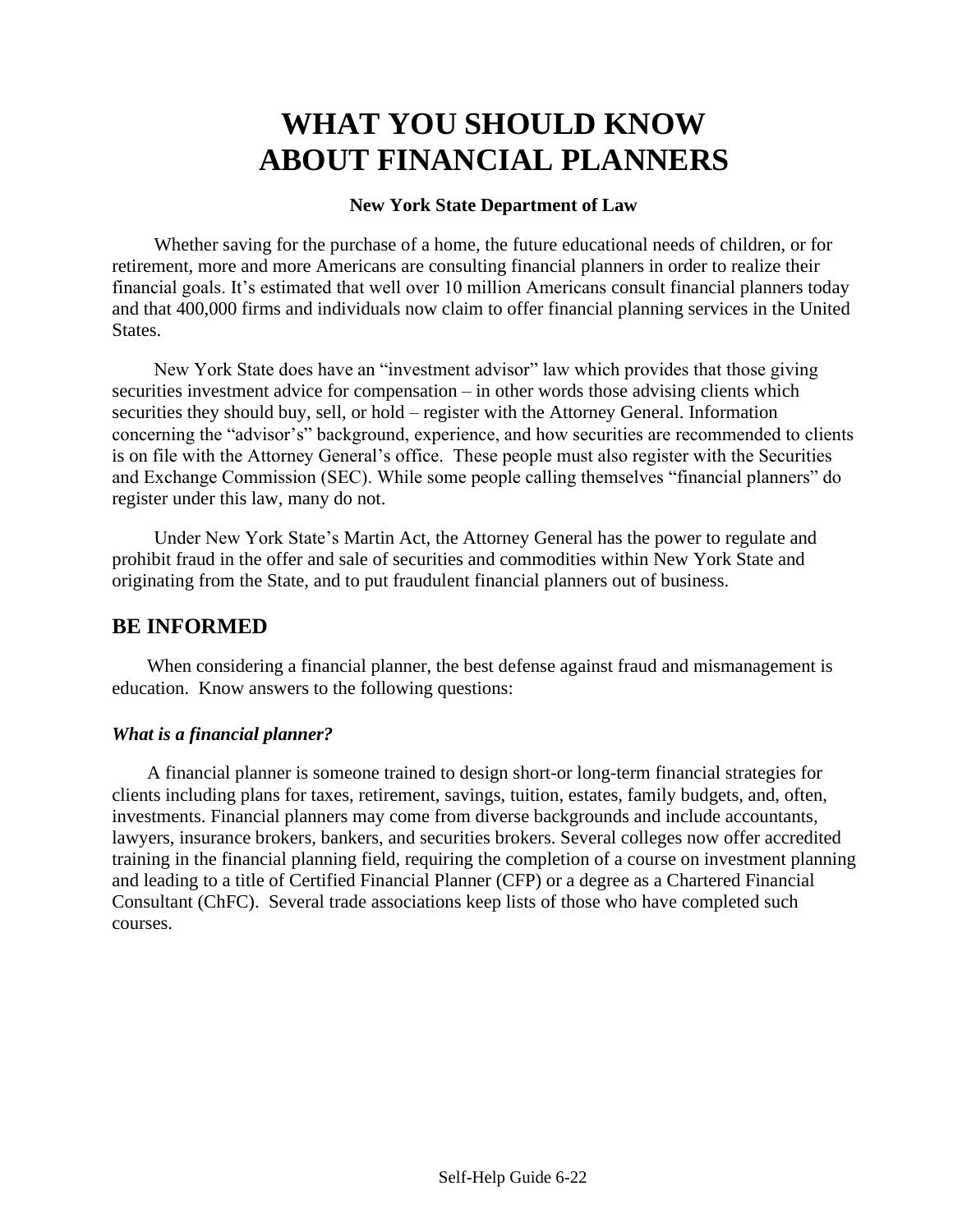# WHAT YOU SHOULD KNOW ABOUT FINANCIAL PLANNERS

**New York State Department of Law**

Whether saving for the purchase of a home, the future educational needs of children, or for retirement, more and more Americans are consulting financial planners in order to realize their financial goals. It's estimated that well over 10 million Americans consult financial planners today and that 400,000 firms and individuals now claim to offer financial planning services in the United States.

New York State does have an "investment advisor" law which provides that those giving securities investment advice for compensation – in other words those advising clients which securities they should buy, sell, or hold – register with the Attorney General. Information concerning the "advisor's" background, experience, and how securities are recommended to clients is on file with the Attorney General's office. These people must also register with the Securities and Exchange Commission (SEC). While some people calling themselves "financial planners" do register under this law, many do not.

Under New York State's Martin Act, the Attorney General has the power to regulate and prohibit fraud in the offer and sale of securities and commodities within New York State and originating from the State, and to put fraudulent financial planners out of business.

## BE INFORMED

When considering a financial planner, the best defense against fraud and mismanagement is education. Know answers to the following questions:

### *What is a financial planner?*

A financial planner is someone trained to design short-or long-term financial strategies for clients including plans for taxes, retirement, savings, tuition, estates, family budgets, and, often, investments. Financial planners may come from diverse backgrounds and include accountants, lawyers, insurance brokers, bankers, and securities brokers. Several colleges now offer accredited training in the financial planning field, requiring the completion of a course on investment planning and leading to a title of Certified Financial Planner (CFP) or a degree as a Chartered Financial Consultant (ChFC). Several trade associations keep lists of those who have completed such courses.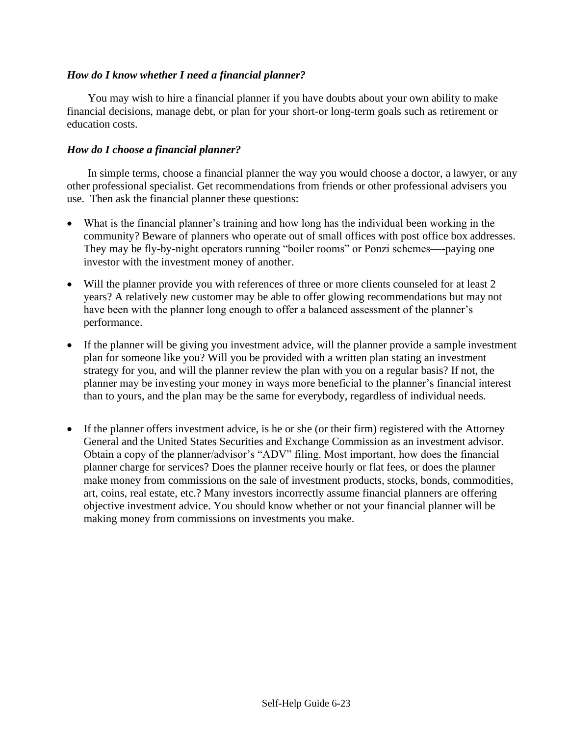***How do I know whether I need a financial planner?***

You may wish to hire a financial planner if you have doubts about your own ability to make financial decisions, manage debt, or plan for your short-or long-term goals such as retirement or education costs.

***How do I choose a financial planner?***

In simple terms, choose a financial planner the way you would choose a doctor, a lawyer, or any other professional specialist. Get recommendations from friends or other professional advisers you use. Then ask the financial planner these questions:

- What is the financial planner's training and how long has the individual been working in the community? Beware of planners who operate out of small offices with post office box addresses. They may be fly-by-night operators running "boiler rooms" or Ponzi schemes—-paying one investor with the investment money of another.

- Will the planner provide you with references of three or more clients counseled for at least 2 years? A relatively new customer may be able to offer glowing recommendations but may not have been with the planner long enough to offer a balanced assessment of the planner's performance.

- If the planner will be giving you investment advice, will the planner provide a sample investment plan for someone like you? Will you be provided with a written plan stating an investment strategy for you, and will the planner review the plan with you on a regular basis? If not, the planner may be investing your money in ways more beneficial to the planner's financial interest than to yours, and the plan may be the same for everybody, regardless of individual needs.

- If the planner offers investment advice, is he or she (or their firm) registered with the Attorney General and the United States Securities and Exchange Commission as an investment advisor. Obtain a copy of the planner/advisor's "ADV" filing. Most important, how does the financial planner charge for services? Does the planner receive hourly or flat fees, or does the planner make money from commissions on the sale of investment products, stocks, bonds, commodities, art, coins, real estate, etc.? Many investors incorrectly assume financial planners are offering objective investment advice. You should know whether or not your financial planner will be making money from commissions on investments you make.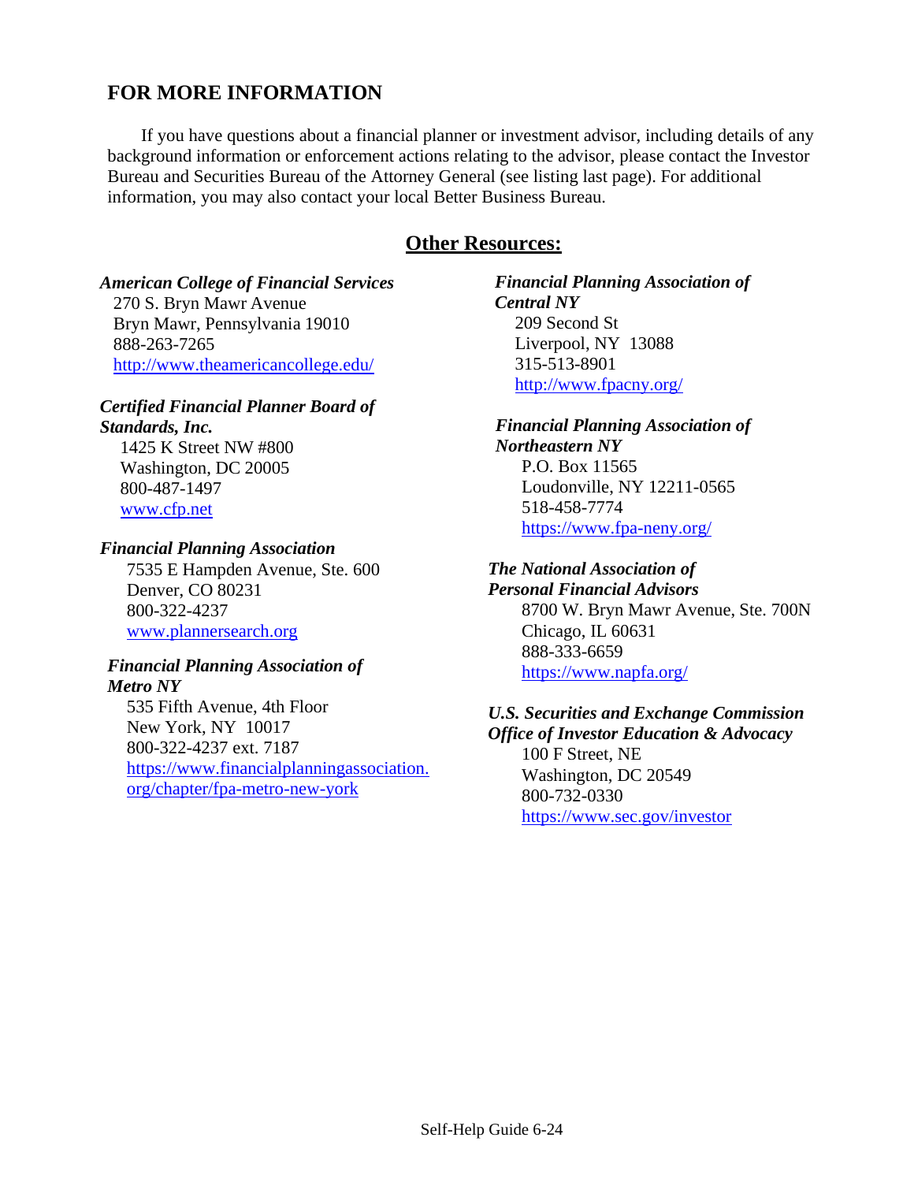## FOR MORE INFORMATION

If you have questions about a financial planner or investment advisor, including details of any background information or enforcement actions relating to the advisor, please contact the Investor Bureau and Securities Bureau of the Attorney General (see listing last page). For additional information, you may also contact your local Better Business Bureau.

### Other Resources:

***American College of Financial Services***
270 S. Bryn Mawr Avenue
Bryn Mawr, Pennsylvania 19010
888-263-7265
http://www.theamericancollege.edu/

***Certified Financial Planner Board of Standards, Inc.***
1425 K Street NW #800
Washington, DC 20005
800-487-1497
www.cfp.net

***Financial Planning Association***
7535 E Hampden Avenue, Ste. 600
Denver, CO 80231
800-322-4237
www.plannersearch.org

***Financial Planning Association of Metro NY***
535 Fifth Avenue, 4th Floor
New York, NY 10017
800-322-4237 ext. 7187
https://www.financialplanningassociation.org/chapter/fpa-metro-new-york

***Financial Planning Association of Central NY***
209 Second St
Liverpool, NY 13088
315-513-8901
http://www.fpacny.org/

***Financial Planning Association of Northeastern NY***
P.O. Box 11565
Loudonville, NY 12211-0565
518-458-7774
https://www.fpa-neny.org/

***The National Association of Personal Financial Advisors***
8700 W. Bryn Mawr Avenue, Ste. 700N
Chicago, IL 60631
888-333-6659
https://www.napfa.org/

***U.S. Securities and Exchange Commission Office of Investor Education & Advocacy***
100 F Street, NE
Washington, DC 20549
800-732-0330
https://www.sec.gov/investor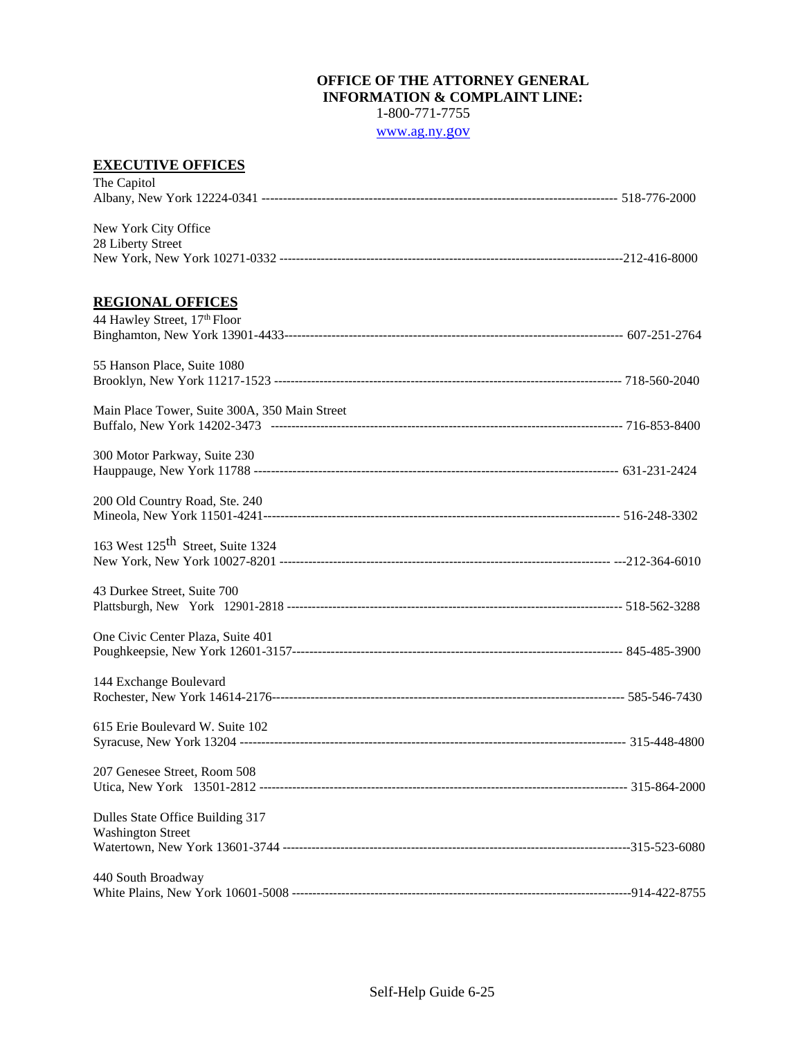**OFFICE OF THE ATTORNEY GENERAL**
**INFORMATION & COMPLAINT LINE:**
1-800-771-7755
www.ag.ny.gov

## EXECUTIVE OFFICES

The Capitol
Albany, New York 12224-0341 ---------------------------------------------------------------------------------- 518-776-2000

New York City Office
28 Liberty Street
New York, New York 10271-0332 ----------------------------------------------------------------------------------212-416-8000

## REGIONAL OFFICES

44 Hawley Street, 17th Floor
Binghamton, New York 13901-4433------------------------------------------------------------------------------ 607-251-2764

55 Hanson Place, Suite 1080
Brooklyn, New York 11217-1523 ---------------------------------------------------------------------------------- 718-560-2040

Main Place Tower, Suite 300A, 350 Main Street
Buffalo, New York 14202-3473 ---------------------------------------------------------------------------------- 716-853-8400

300 Motor Parkway, Suite 230
Hauppauge, New York 11788 ------------------------------------------------------------------------------------- 631-231-2424

200 Old Country Road, Ste. 240
Mineola, New York 11501-4241--------------------------------------------------------------------------------------- 516-248-3302

163 West 125th Street, Suite 1324
New York, New York 10027-8201 -------------------------------------------------------------------------------- ---212-364-6010

43 Durkee Street, Suite 700
Plattsburgh, New York 12901-2818 ------------------------------------------------------------------------------- 518-562-3288

One Civic Center Plaza, Suite 401
Poughkeepsie, New York 12601-3157----------------------------------------------------------------------------- 845-485-3900

144 Exchange Boulevard
Rochester, New York 14614-2176------------------------------------------------------------------------------------ 585-546-7430

615 Erie Boulevard W. Suite 102
Syracuse, New York 13204 ------------------------------------------------------------------------------------------ 315-448-4800

207 Genesee Street, Room 508
Utica, New York 13501-2812 ---------------------------------------------------------------------------------------- 315-864-2000

Dulles State Office Building 317
Washington Street
Watertown, New York 13601-3744 ------------------------------------------------------------------------------------315-523-6080

440 South Broadway
White Plains, New York 10601-5008 --------------------------------------------------------------------------------914-422-8755

Self-Help Guide 6-25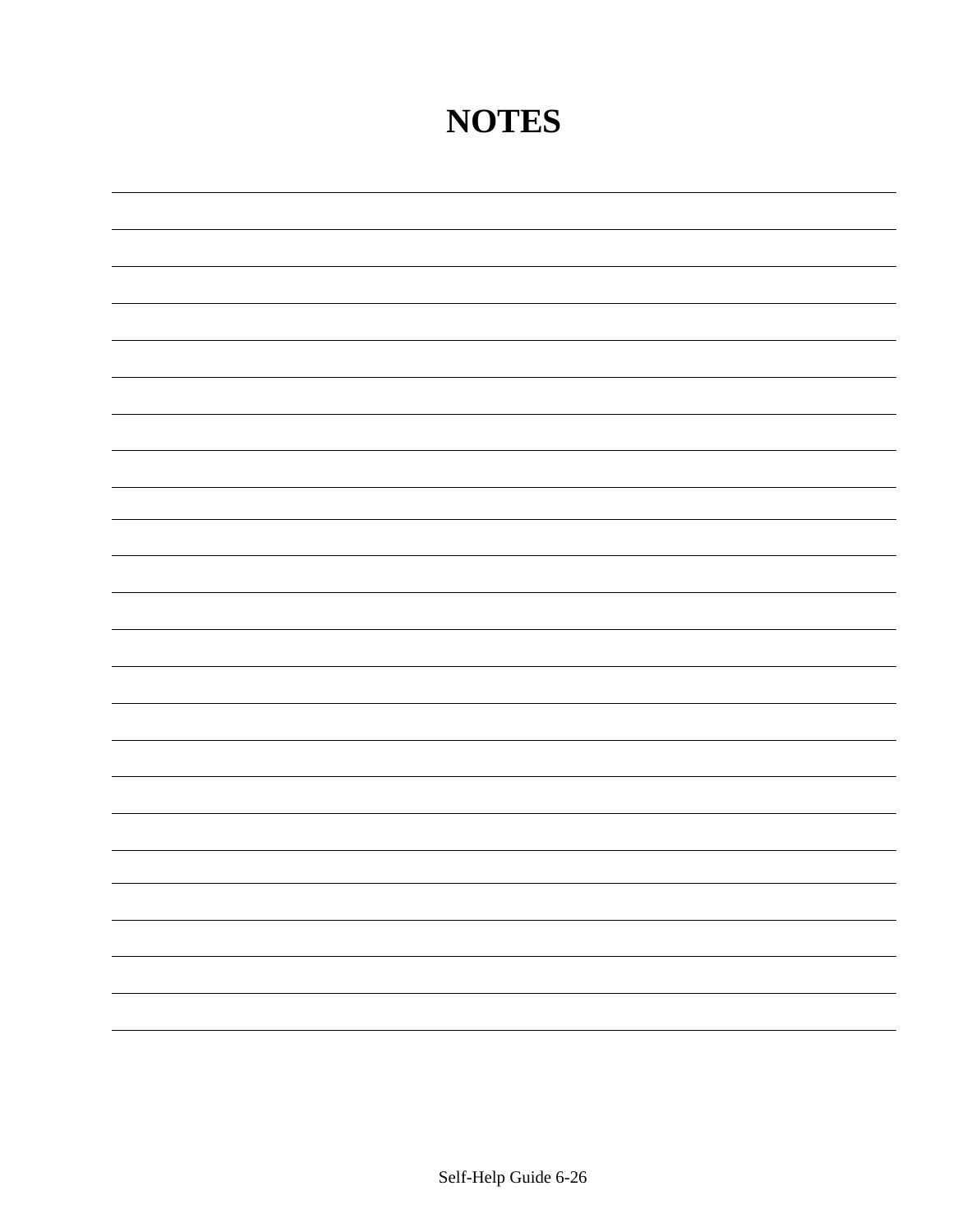# NOTES